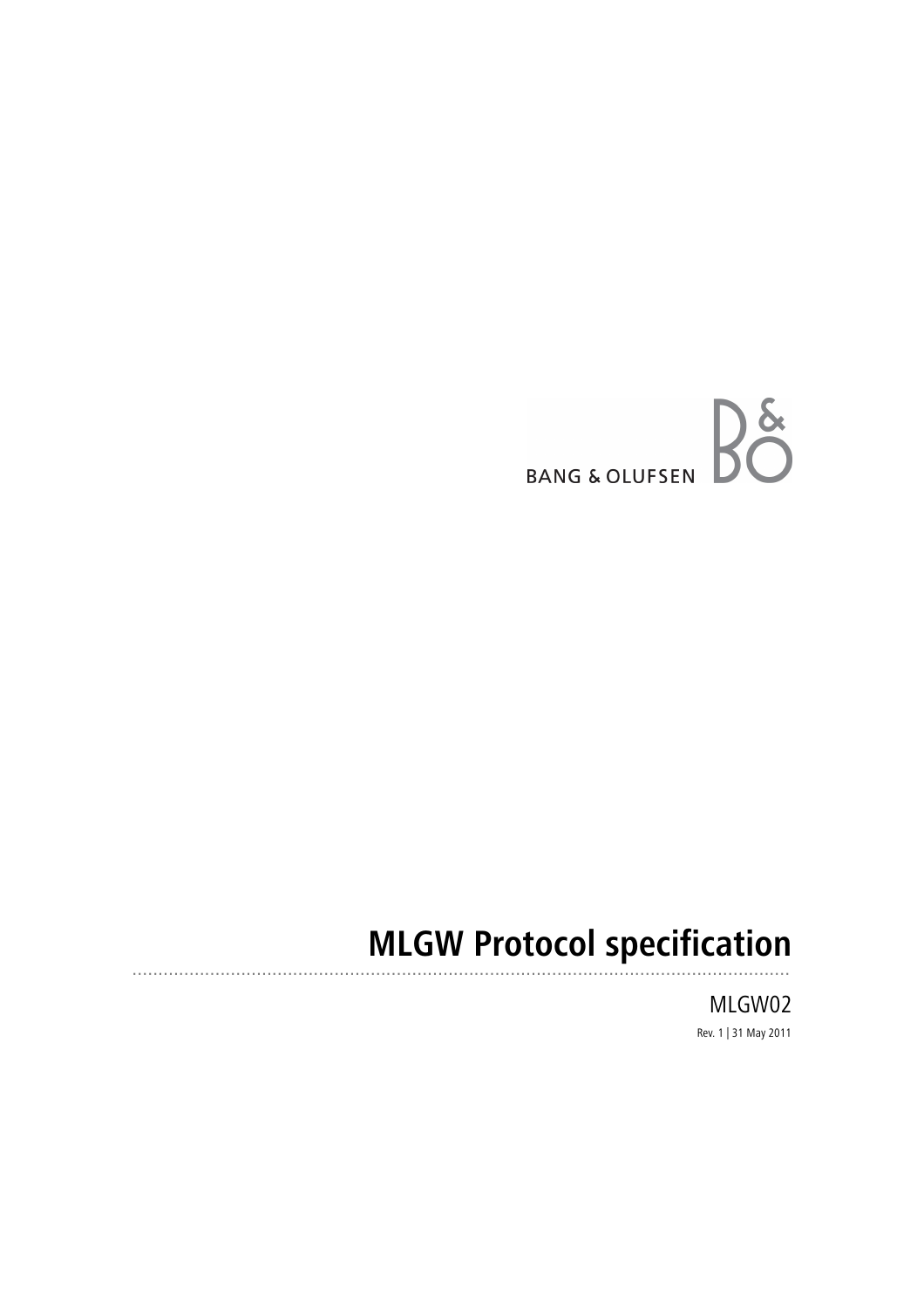BANG & OLUFSEN

# MLGW Protocol specification

MLGW02

Rev. 1 | 31 May 2011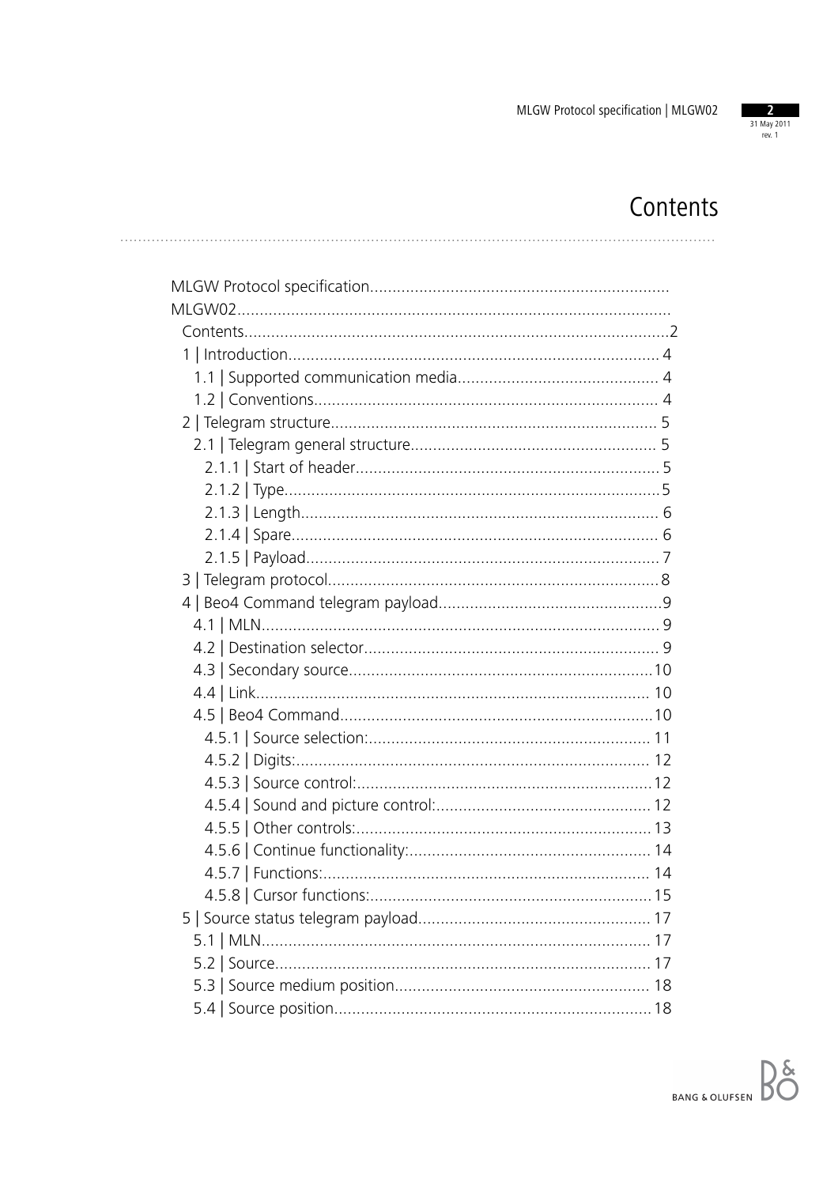# Contents

MLGW Protocol specification

MLGW02

- Contents ..... 2
- 1 | Introduction ..... 4
  - 1.1 | Supported communication media ..... 4
  - 1.2 | Conventions ..... 4
- 2 | Telegram structure ..... 5
  - 2.1 | Telegram general structure ..... 5
    - 2.1.1 | Start of header ..... 5
    - 2.1.2 | Type ..... 5
    - 2.1.3 | Length ..... 6
    - 2.1.4 | Spare ..... 6
    - 2.1.5 | Payload ..... 7
- 3 | Telegram protocol ..... 8
- 4 | Beo4 Command telegram payload ..... 9
  - 4.1 | MLN ..... 9
  - 4.2 | Destination selector ..... 9
  - 4.3 | Secondary source ..... 10
  - 4.4 | Link ..... 10
  - 4.5 | Beo4 Command ..... 10
    - 4.5.1 | Source selection: ..... 11
    - 4.5.2 | Digits: ..... 12
    - 4.5.3 | Source control: ..... 12
    - 4.5.4 | Sound and picture control: ..... 12
    - 4.5.5 | Other controls: ..... 13
    - 4.5.6 | Continue functionality: ..... 14
    - 4.5.7 | Functions: ..... 14
    - 4.5.8 | Cursor functions: ..... 15
- 5 | Source status telegram payload ..... 17
  - 5.1 | MLN ..... 17
  - 5.2 | Source ..... 17
  - 5.3 | Source medium position ..... 18
  - 5.4 | Source position ..... 18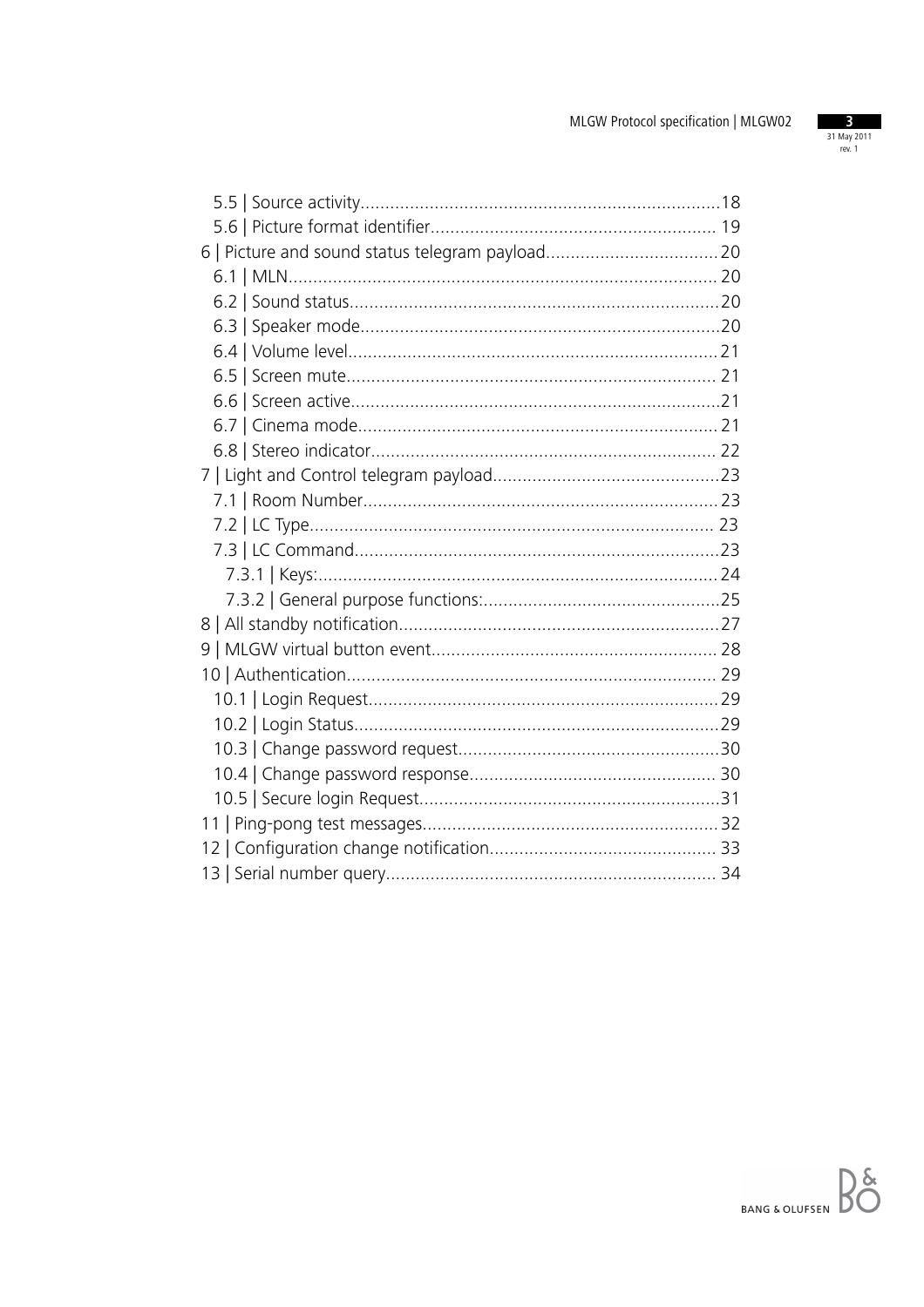5.5 | Source activity........................................................................18
5.6 | Picture format identifier......................................................... 19
6 | Picture and sound status telegram payload..................................20
6.1 | MLN...................................................................................... 20
6.2 | Sound status..........................................................................20
6.3 | Speaker mode........................................................................20
6.4 | Volume level..........................................................................21
6.5 | Screen mute.......................................................................... 21
6.6 | Screen active..........................................................................21
6.7 | Cinema mode........................................................................ 21
6.8 | Stereo indicator..................................................................... 22
7 | Light and Control telegram payload.............................................23
7.1 | Room Number.......................................................................23
7.2 | LC Type................................................................................. 23
7.3 | LC Command.........................................................................23
7.3.1 | Keys:................................................................................24
7.3.2 | General purpose functions:................................................25
8 | All standby notification................................................................27
9 | MLGW virtual button event......................................................... 28
10 | Authentication.......................................................................... 29
10.1 | Login Request......................................................................29
10.2 | Login Status.........................................................................29
10.3 | Change password request....................................................30
10.4 | Change password response................................................. 30
10.5 | Secure login Request............................................................31
11 | Ping-pong test messages...........................................................32
12 | Configuration change notification............................................. 33
13 | Serial number query.................................................................. 34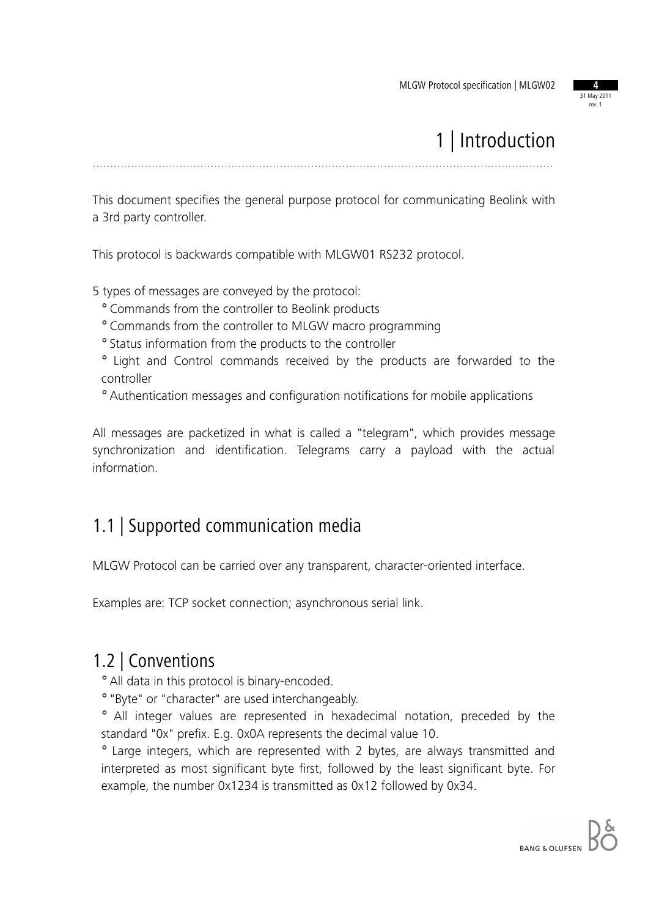# 1 | Introduction

This document specifies the general purpose protocol for communicating Beolink with a 3rd party controller.

This protocol is backwards compatible with MLGW01 RS232 protocol.

5 types of messages are conveyed by the protocol:

- Commands from the controller to Beolink products
- Commands from the controller to MLGW macro programming
- Status information from the products to the controller
- Light and Control commands received by the products are forwarded to the controller
- Authentication messages and configuration notifications for mobile applications

All messages are packetized in what is called a "telegram", which provides message synchronization and identification. Telegrams carry a payload with the actual information.

## 1.1 | Supported communication media

MLGW Protocol can be carried over any transparent, character-oriented interface.

Examples are: TCP socket connection; asynchronous serial link.

## 1.2 | Conventions

- All data in this protocol is binary-encoded.
- "Byte" or "character" are used interchangeably.
- All integer values are represented in hexadecimal notation, preceded by the standard "0x" prefix. E.g. 0x0A represents the decimal value 10.
- Large integers, which are represented with 2 bytes, are always transmitted and interpreted as most significant byte first, followed by the least significant byte. For example, the number 0x1234 is transmitted as 0x12 followed by 0x34.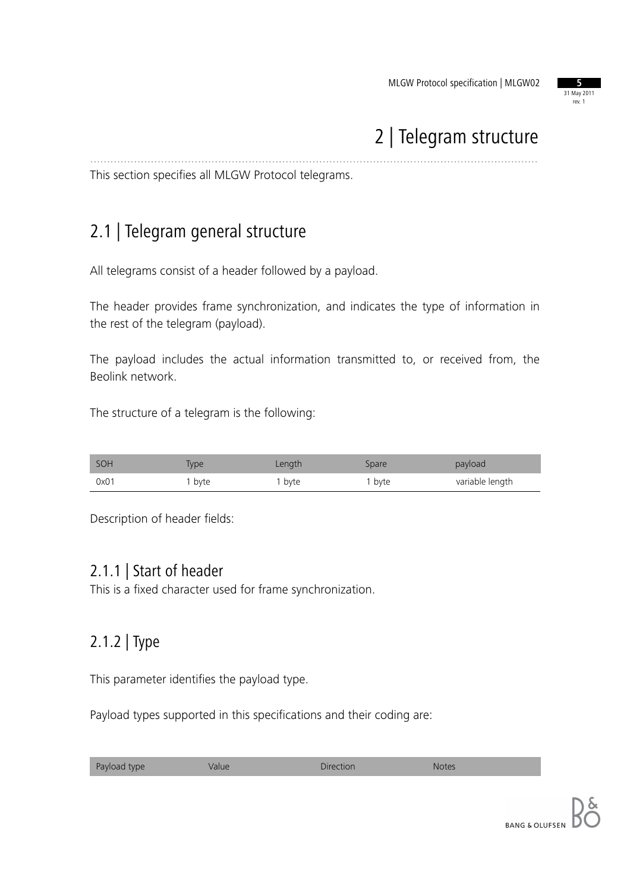# 2 | Telegram structure

This section specifies all MLGW Protocol telegrams.

## 2.1 | Telegram general structure

All telegrams consist of a header followed by a payload.

The header provides frame synchronization, and indicates the type of information in the rest of the telegram (payload).

The payload includes the actual information transmitted to, or received from, the Beolink network.

The structure of a telegram is the following:

| SOH | Type | Length | Spare | payload |
| --- | --- | --- | --- | --- |
| 0x01 | 1 byte | 1 byte | 1 byte | variable length |

Description of header fields:

### 2.1.1 | Start of header

This is a fixed character used for frame synchronization.

### 2.1.2 | Type

This parameter identifies the payload type.

Payload types supported in this specifications and their coding are:

| Payload type | Value | Direction | Notes |
| --- | --- | --- | --- |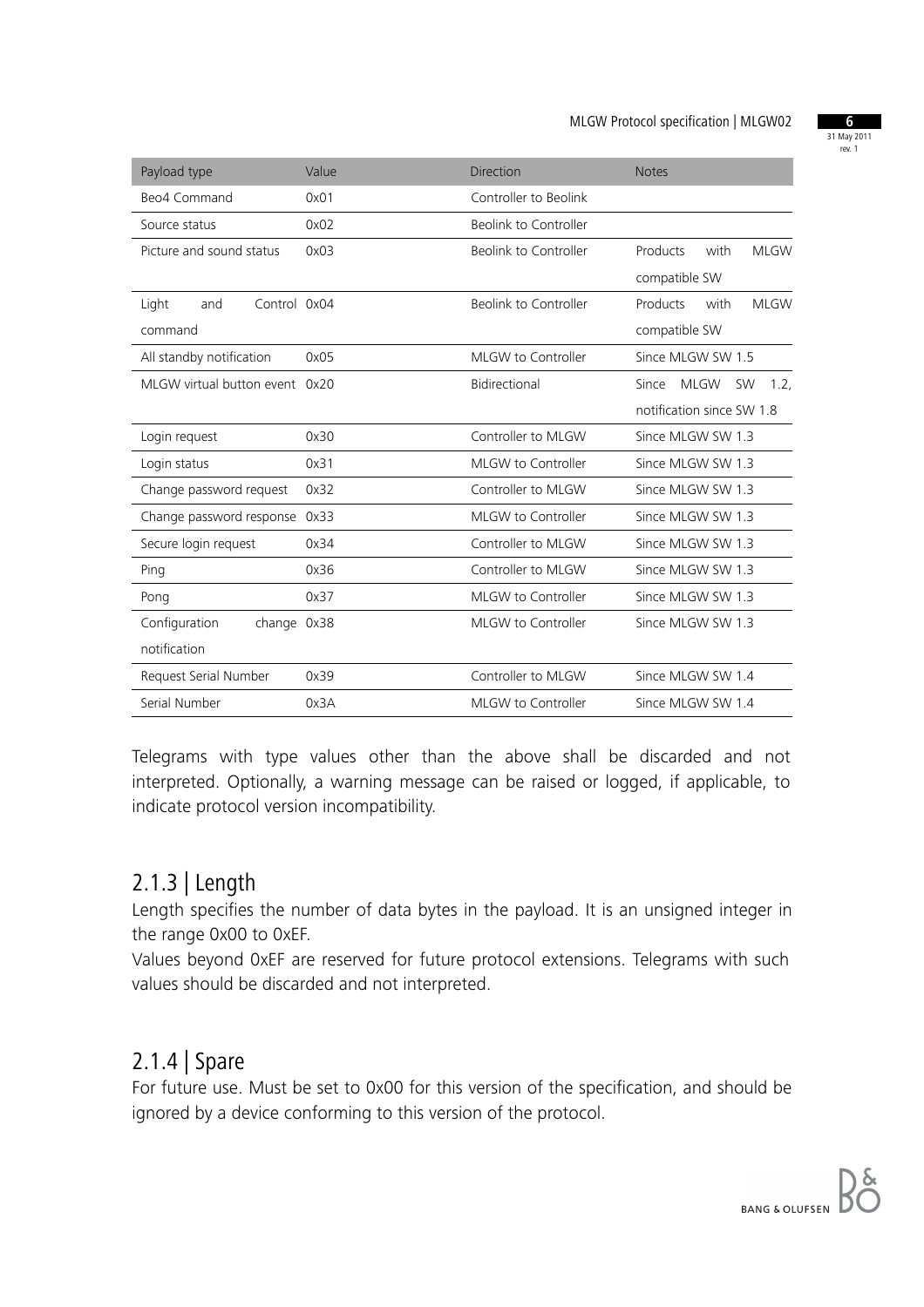| Payload type | Value | Direction | Notes |
|---|---|---|---|
| Beo4 Command | 0x01 | Controller to Beolink | |
| Source status | 0x02 | Beolink to Controller | |
| Picture and sound status | 0x03 | Beolink to Controller | Products with MLGW compatible SW |
| Light and Control command | 0x04 | Beolink to Controller | Products with MLGW compatible SW |
| All standby notification | 0x05 | MLGW to Controller | Since MLGW SW 1.5 |
| MLGW virtual button event | 0x20 | Bidirectional | Since MLGW SW 1.2, notification since SW 1.8 |
| Login request | 0x30 | Controller to MLGW | Since MLGW SW 1.3 |
| Login status | 0x31 | MLGW to Controller | Since MLGW SW 1.3 |
| Change password request | 0x32 | Controller to MLGW | Since MLGW SW 1.3 |
| Change password response | 0x33 | MLGW to Controller | Since MLGW SW 1.3 |
| Secure login request | 0x34 | Controller to MLGW | Since MLGW SW 1.3 |
| Ping | 0x36 | Controller to MLGW | Since MLGW SW 1.3 |
| Pong | 0x37 | MLGW to Controller | Since MLGW SW 1.3 |
| Configuration change notification | 0x38 | MLGW to Controller | Since MLGW SW 1.3 |
| Request Serial Number | 0x39 | Controller to MLGW | Since MLGW SW 1.4 |
| Serial Number | 0x3A | MLGW to Controller | Since MLGW SW 1.4 |

Telegrams with type values other than the above shall be discarded and not interpreted. Optionally, a warning message can be raised or logged, if applicable, to indicate protocol version incompatibility.

### 2.1.3 | Length

Length specifies the number of data bytes in the payload. It is an unsigned integer in the range 0x00 to 0xEF.

Values beyond 0xEF are reserved for future protocol extensions. Telegrams with such values should be discarded and not interpreted.

### 2.1.4 | Spare

For future use. Must be set to 0x00 for this version of the specification, and should be ignored by a device conforming to this version of the protocol.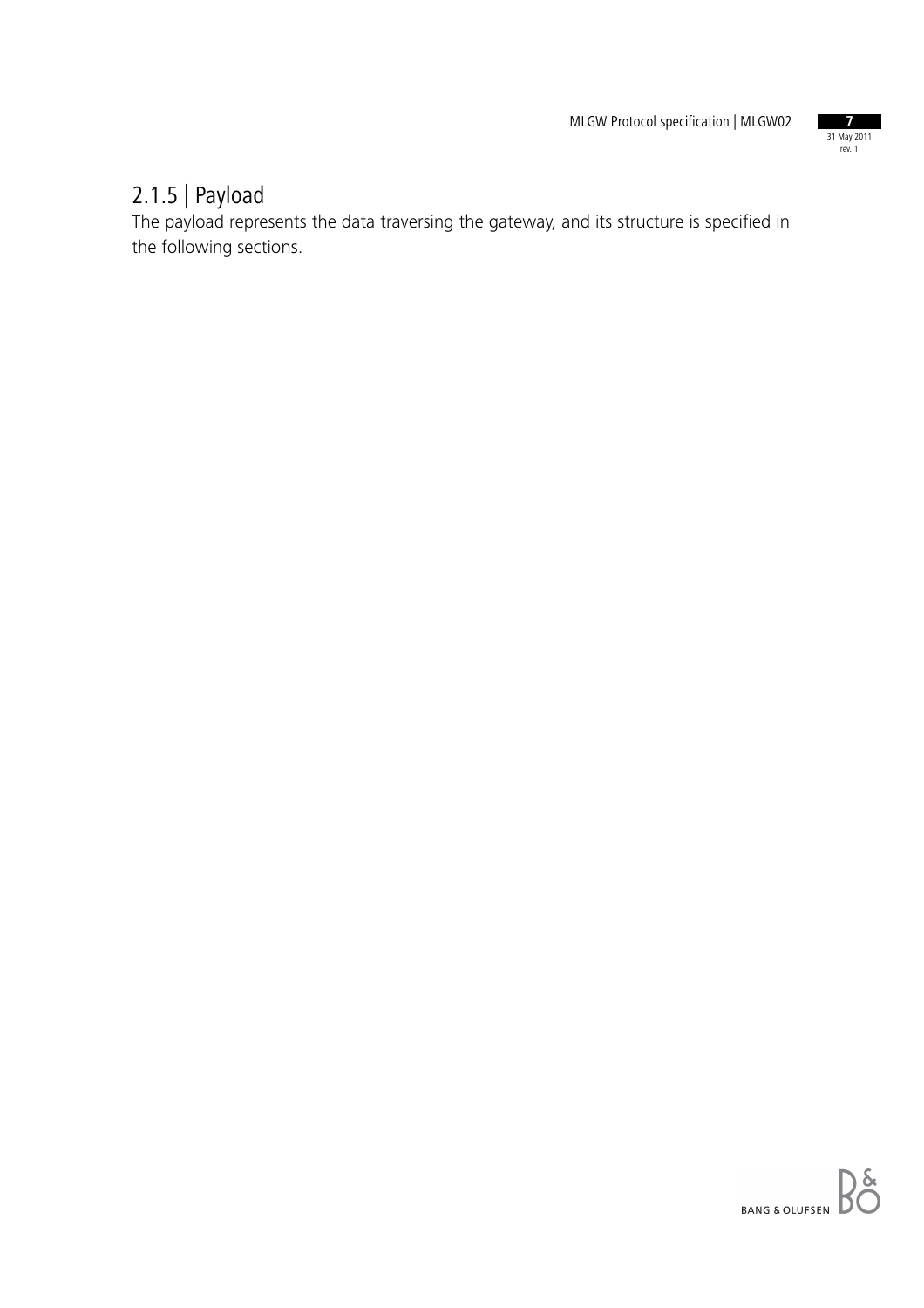### 2.1.5 | Payload

The payload represents the data traversing the gateway, and its structure is specified in the following sections.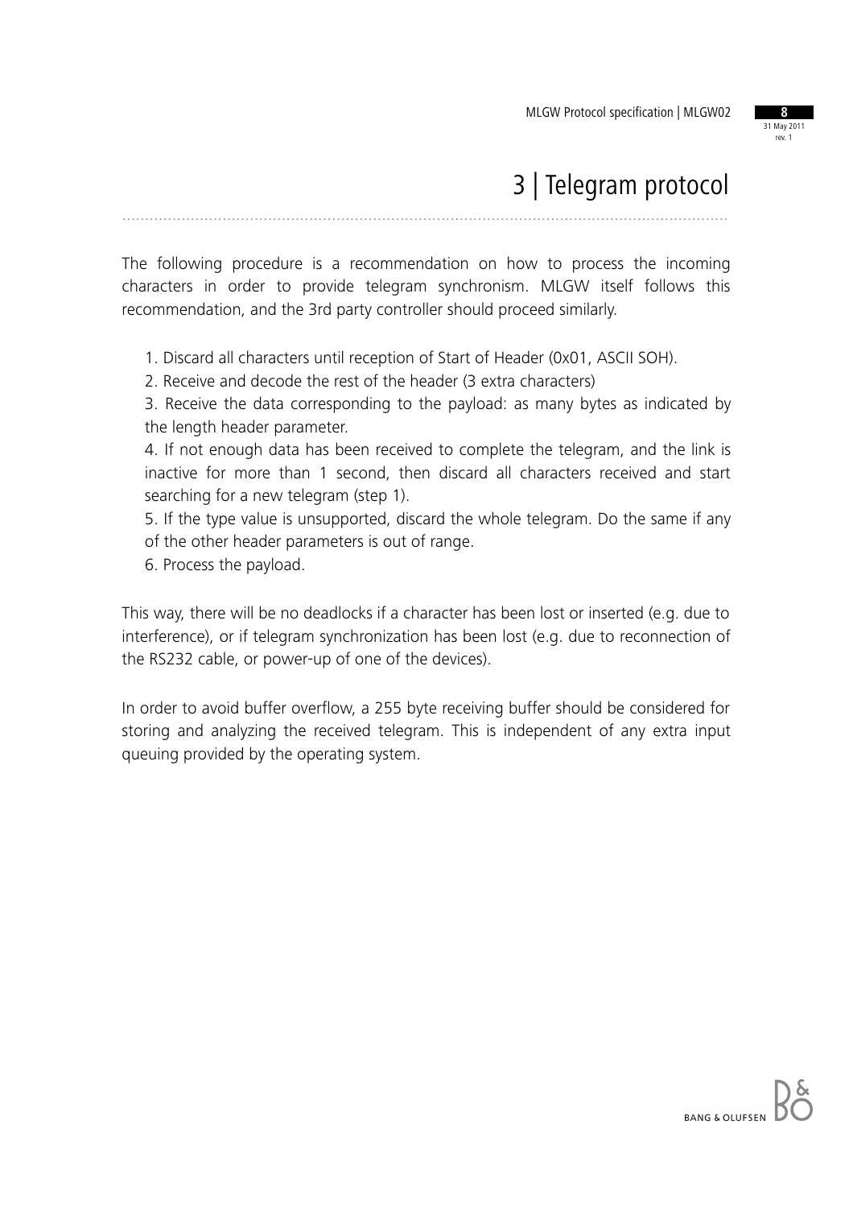# 3 | Telegram protocol

The following procedure is a recommendation on how to process the incoming characters in order to provide telegram synchronism. MLGW itself follows this recommendation, and the 3rd party controller should proceed similarly.

1. Discard all characters until reception of Start of Header (0x01, ASCII SOH).
2. Receive and decode the rest of the header (3 extra characters)
3. Receive the data corresponding to the payload: as many bytes as indicated by the length header parameter.
4. If not enough data has been received to complete the telegram, and the link is inactive for more than 1 second, then discard all characters received and start searching for a new telegram (step 1).
5. If the type value is unsupported, discard the whole telegram. Do the same if any of the other header parameters is out of range.
6. Process the payload.

This way, there will be no deadlocks if a character has been lost or inserted (e.g. due to interference), or if telegram synchronization has been lost (e.g. due to reconnection of the RS232 cable, or power-up of one of the devices).

In order to avoid buffer overflow, a 255 byte receiving buffer should be considered for storing and analyzing the received telegram. This is independent of any extra input queuing provided by the operating system.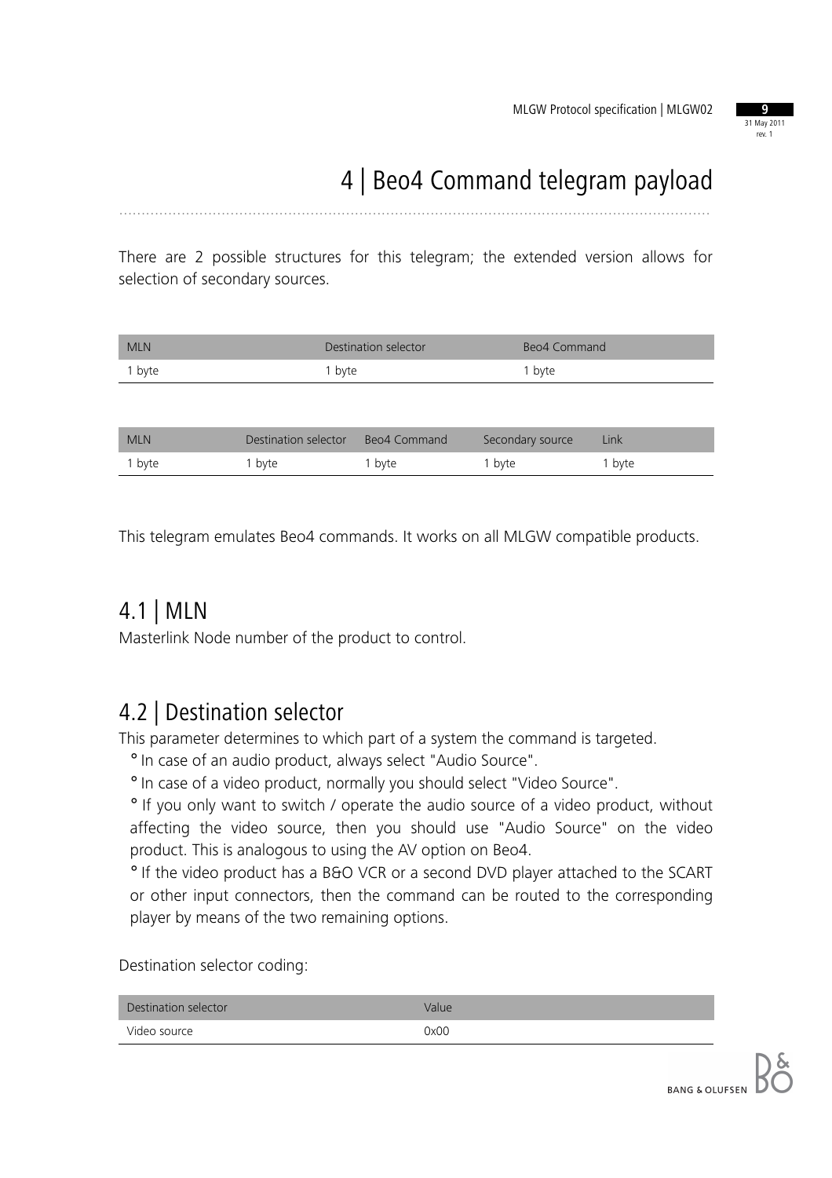# 4 | Beo4 Command telegram payload

There are 2 possible structures for this telegram; the extended version allows for selection of secondary sources.

| MLN | Destination selector | Beo4 Command |
|---|---|---|
| 1 byte | 1 byte | 1 byte |

| MLN | Destination selector | Beo4 Command | Secondary source | Link |
|---|---|---|---|---|
| 1 byte | 1 byte | 1 byte | 1 byte | 1 byte |

This telegram emulates Beo4 commands. It works on all MLGW compatible products.

## 4.1 | MLN

Masterlink Node number of the product to control.

## 4.2 | Destination selector

This parameter determines to which part of a system the command is targeted.

- In case of an audio product, always select "Audio Source".
- In case of a video product, normally you should select "Video Source".
- If you only want to switch / operate the audio source of a video product, without affecting the video source, then you should use "Audio Source" on the video product. This is analogous to using the AV option on Beo4.
- If the video product has a B&O VCR or a second DVD player attached to the SCART or other input connectors, then the command can be routed to the corresponding player by means of the two remaining options.

Destination selector coding:

| Destination selector | Value |
|---|---|
| Video source | 0x00 |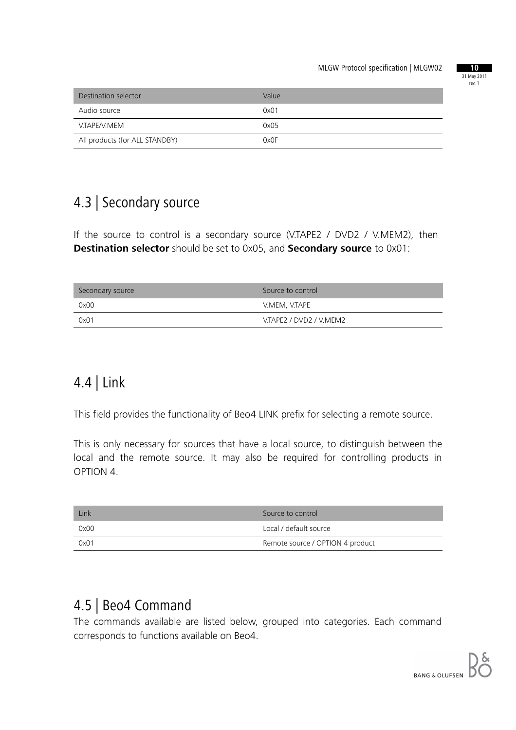| Destination selector | Value |
| --- | --- |
| Audio source | 0x01 |
| V.TAPE/V.MEM | 0x05 |
| All products (for ALL STANDBY) | 0x0F |

## 4.3 | Secondary source

If the source to control is a secondary source (V.TAPE2 / DVD2 / V.MEM2), then **Destination selector** should be set to 0x05, and **Secondary source** to 0x01:

| Secondary source | Source to control |
| --- | --- |
| 0x00 | V.MEM, V.TAPE |
| 0x01 | V.TAPE2 / DVD2 / V.MEM2 |

## 4.4 | Link

This field provides the functionality of Beo4 LINK prefix for selecting a remote source.

This is only necessary for sources that have a local source, to distinguish between the local and the remote source. It may also be required for controlling products in OPTION 4.

| Link | Source to control |
| --- | --- |
| 0x00 | Local / default source |
| 0x01 | Remote source / OPTION 4 product |

## 4.5 | Beo4 Command

The commands available are listed below, grouped into categories. Each command corresponds to functions available on Beo4.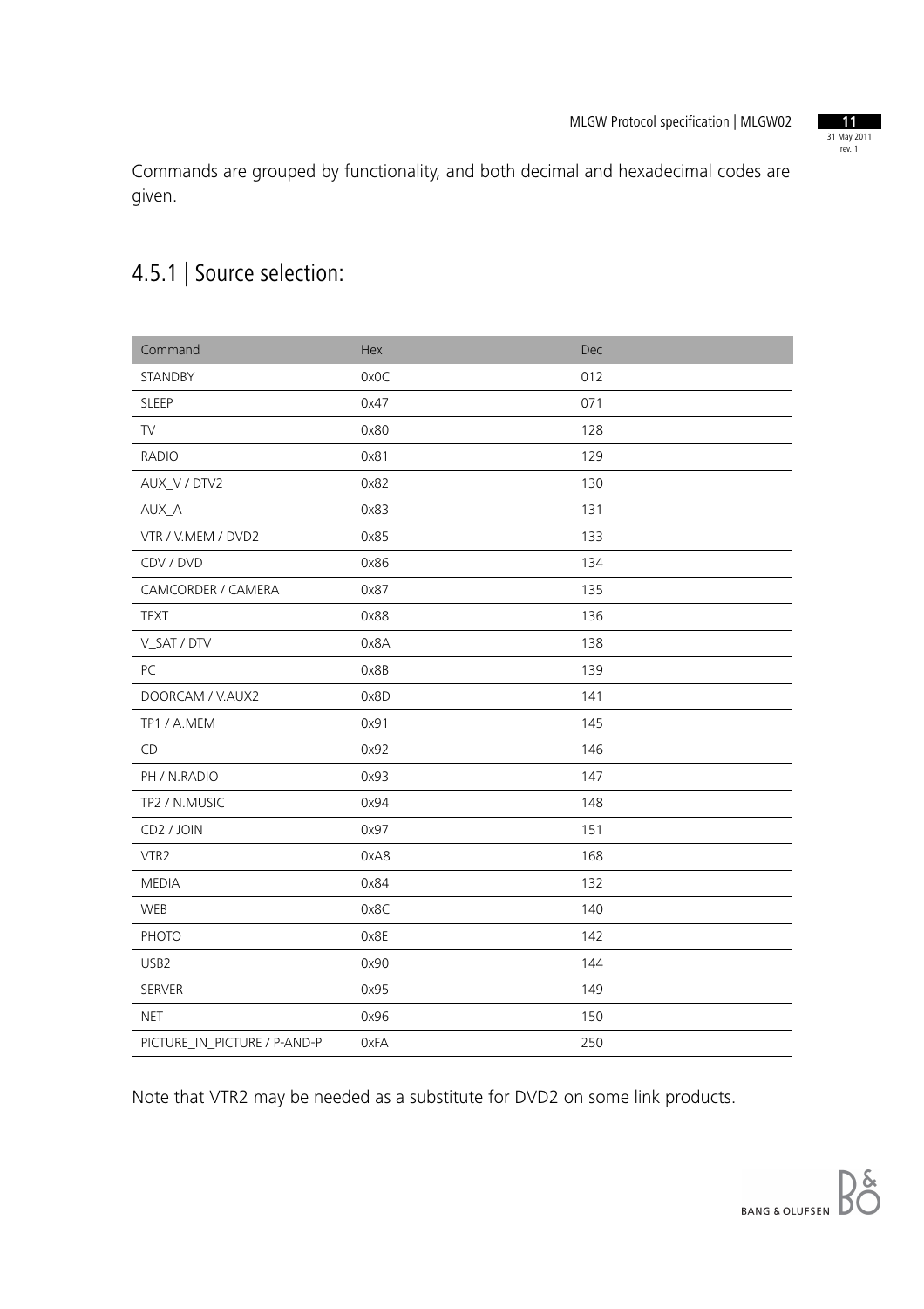Commands are grouped by functionality, and both decimal and hexadecimal codes are given.

## 4.5.1 | Source selection:

| Command | Hex | Dec |
|---|---|---|
| STANDBY | 0x0C | 012 |
| SLEEP | 0x47 | 071 |
| TV | 0x80 | 128 |
| RADIO | 0x81 | 129 |
| AUX_V / DTV2 | 0x82 | 130 |
| AUX_A | 0x83 | 131 |
| VTR / V.MEM / DVD2 | 0x85 | 133 |
| CDV / DVD | 0x86 | 134 |
| CAMCORDER / CAMERA | 0x87 | 135 |
| TEXT | 0x88 | 136 |
| V_SAT / DTV | 0x8A | 138 |
| PC | 0x8B | 139 |
| DOORCAM / V.AUX2 | 0x8D | 141 |
| TP1 / A.MEM | 0x91 | 145 |
| CD | 0x92 | 146 |
| PH / N.RADIO | 0x93 | 147 |
| TP2 / N.MUSIC | 0x94 | 148 |
| CD2 / JOIN | 0x97 | 151 |
| VTR2 | 0xA8 | 168 |
| MEDIA | 0x84 | 132 |
| WEB | 0x8C | 140 |
| PHOTO | 0x8E | 142 |
| USB2 | 0x90 | 144 |
| SERVER | 0x95 | 149 |
| NET | 0x96 | 150 |
| PICTURE_IN_PICTURE / P-AND-P | 0xFA | 250 |

Note that VTR2 may be needed as a substitute for DVD2 on some link products.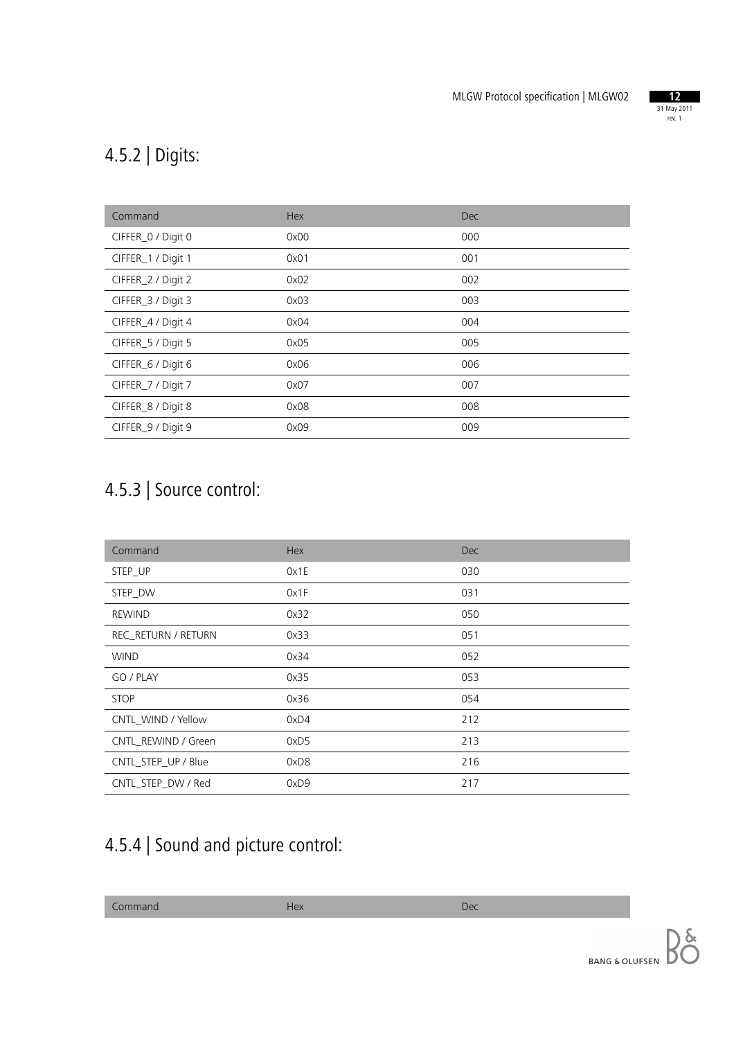## 4.5.2 | Digits:

| Command | Hex | Dec |
|---|---|---|
| CIFFER_0 / Digit 0 | 0x00 | 000 |
| CIFFER_1 / Digit 1 | 0x01 | 001 |
| CIFFER_2 / Digit 2 | 0x02 | 002 |
| CIFFER_3 / Digit 3 | 0x03 | 003 |
| CIFFER_4 / Digit 4 | 0x04 | 004 |
| CIFFER_5 / Digit 5 | 0x05 | 005 |
| CIFFER_6 / Digit 6 | 0x06 | 006 |
| CIFFER_7 / Digit 7 | 0x07 | 007 |
| CIFFER_8 / Digit 8 | 0x08 | 008 |
| CIFFER_9 / Digit 9 | 0x09 | 009 |

## 4.5.3 | Source control:

| Command | Hex | Dec |
|---|---|---|
| STEP_UP | 0x1E | 030 |
| STEP_DW | 0x1F | 031 |
| REWIND | 0x32 | 050 |
| REC_RETURN / RETURN | 0x33 | 051 |
| WIND | 0x34 | 052 |
| GO / PLAY | 0x35 | 053 |
| STOP | 0x36 | 054 |
| CNTL_WIND / Yellow | 0xD4 | 212 |
| CNTL_REWIND / Green | 0xD5 | 213 |
| CNTL_STEP_UP / Blue | 0xD8 | 216 |
| CNTL_STEP_DW / Red | 0xD9 | 217 |

## 4.5.4 | Sound and picture control:

| Command | Hex | Dec |
|---|---|---|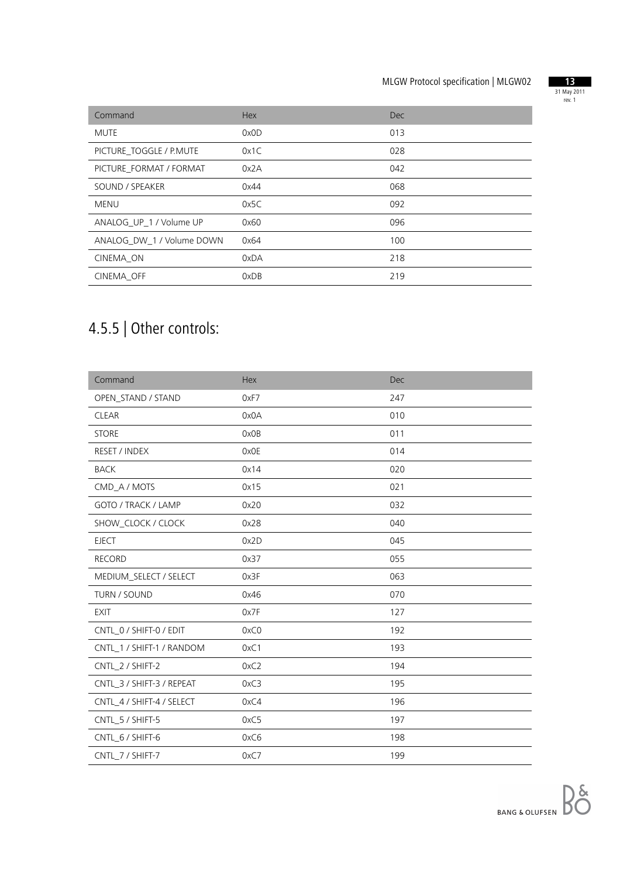| Command | Hex | Dec |
| --- | --- | --- |
| MUTE | 0x0D | 013 |
| PICTURE_TOGGLE / P.MUTE | 0x1C | 028 |
| PICTURE_FORMAT / FORMAT | 0x2A | 042 |
| SOUND / SPEAKER | 0x44 | 068 |
| MENU | 0x5C | 092 |
| ANALOG_UP_1 / Volume UP | 0x60 | 096 |
| ANALOG_DW_1 / Volume DOWN | 0x64 | 100 |
| CINEMA_ON | 0xDA | 218 |
| CINEMA_OFF | 0xDB | 219 |

## 4.5.5 | Other controls:

| Command | Hex | Dec |
| --- | --- | --- |
| OPEN_STAND / STAND | 0xF7 | 247 |
| CLEAR | 0x0A | 010 |
| STORE | 0x0B | 011 |
| RESET / INDEX | 0x0E | 014 |
| BACK | 0x14 | 020 |
| CMD_A / MOTS | 0x15 | 021 |
| GOTO / TRACK / LAMP | 0x20 | 032 |
| SHOW_CLOCK / CLOCK | 0x28 | 040 |
| EJECT | 0x2D | 045 |
| RECORD | 0x37 | 055 |
| MEDIUM_SELECT / SELECT | 0x3F | 063 |
| TURN / SOUND | 0x46 | 070 |
| EXIT | 0x7F | 127 |
| CNTL_0 / SHIFT-0 / EDIT | 0xC0 | 192 |
| CNTL_1 / SHIFT-1 / RANDOM | 0xC1 | 193 |
| CNTL_2 / SHIFT-2 | 0xC2 | 194 |
| CNTL_3 / SHIFT-3 / REPEAT | 0xC3 | 195 |
| CNTL_4 / SHIFT-4 / SELECT | 0xC4 | 196 |
| CNTL_5 / SHIFT-5 | 0xC5 | 197 |
| CNTL_6 / SHIFT-6 | 0xC6 | 198 |
| CNTL_7 / SHIFT-7 | 0xC7 | 199 |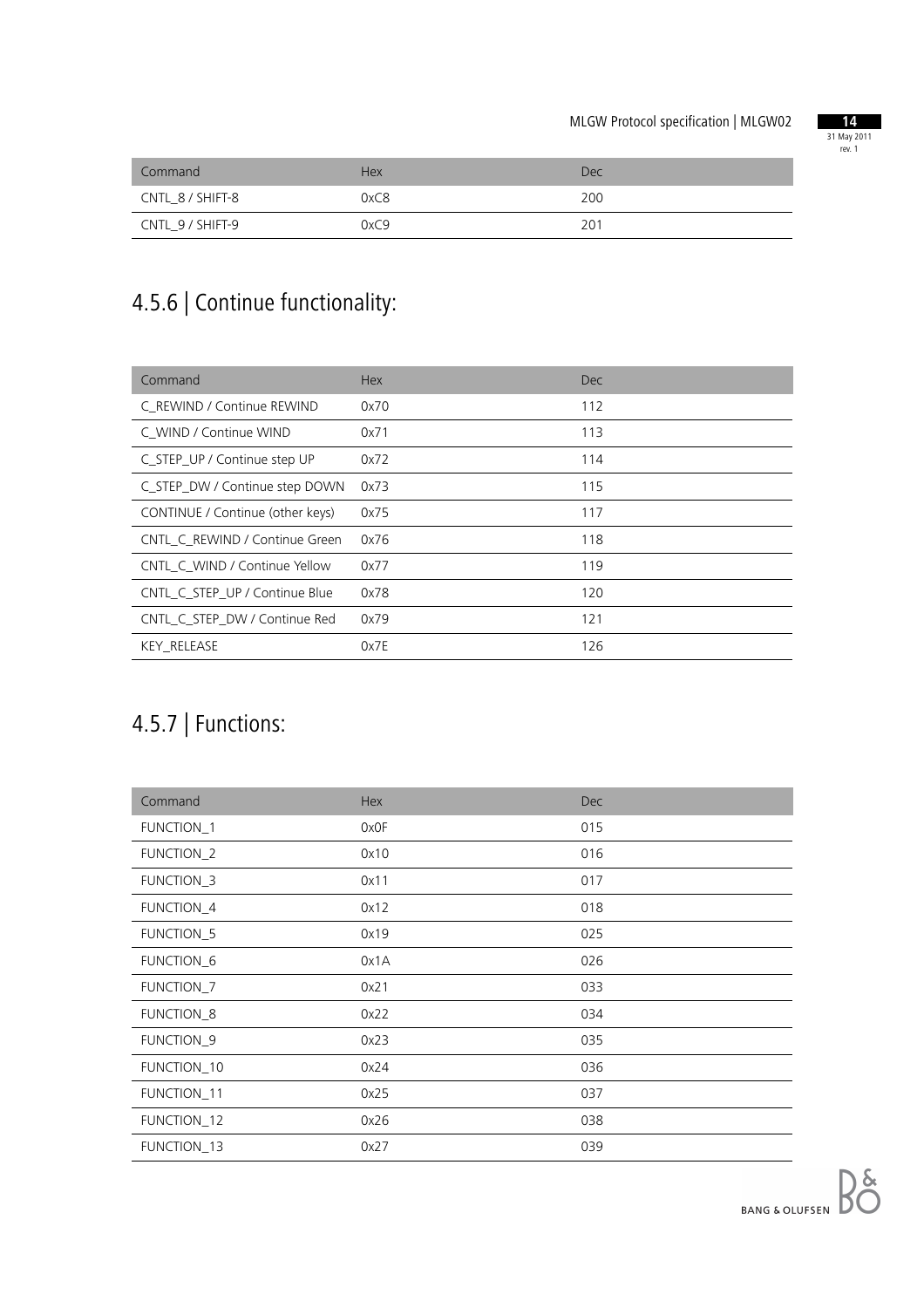| Command | Hex | Dec |
|---|---|---|
| CNTL_8 / SHIFT-8 | 0xC8 | 200 |
| CNTL_9 / SHIFT-9 | 0xC9 | 201 |

## 4.5.6 | Continue functionality:

| Command | Hex | Dec |
|---|---|---|
| C_REWIND / Continue REWIND | 0x70 | 112 |
| C_WIND / Continue WIND | 0x71 | 113 |
| C_STEP_UP / Continue step UP | 0x72 | 114 |
| C_STEP_DW / Continue step DOWN | 0x73 | 115 |
| CONTINUE / Continue (other keys) | 0x75 | 117 |
| CNTL_C_REWIND / Continue Green | 0x76 | 118 |
| CNTL_C_WIND / Continue Yellow | 0x77 | 119 |
| CNTL_C_STEP_UP / Continue Blue | 0x78 | 120 |
| CNTL_C_STEP_DW / Continue Red | 0x79 | 121 |
| KEY_RELEASE | 0x7E | 126 |

## 4.5.7 | Functions:

| Command | Hex | Dec |
|---|---|---|
| FUNCTION_1 | 0x0F | 015 |
| FUNCTION_2 | 0x10 | 016 |
| FUNCTION_3 | 0x11 | 017 |
| FUNCTION_4 | 0x12 | 018 |
| FUNCTION_5 | 0x19 | 025 |
| FUNCTION_6 | 0x1A | 026 |
| FUNCTION_7 | 0x21 | 033 |
| FUNCTION_8 | 0x22 | 034 |
| FUNCTION_9 | 0x23 | 035 |
| FUNCTION_10 | 0x24 | 036 |
| FUNCTION_11 | 0x25 | 037 |
| FUNCTION_12 | 0x26 | 038 |
| FUNCTION_13 | 0x27 | 039 |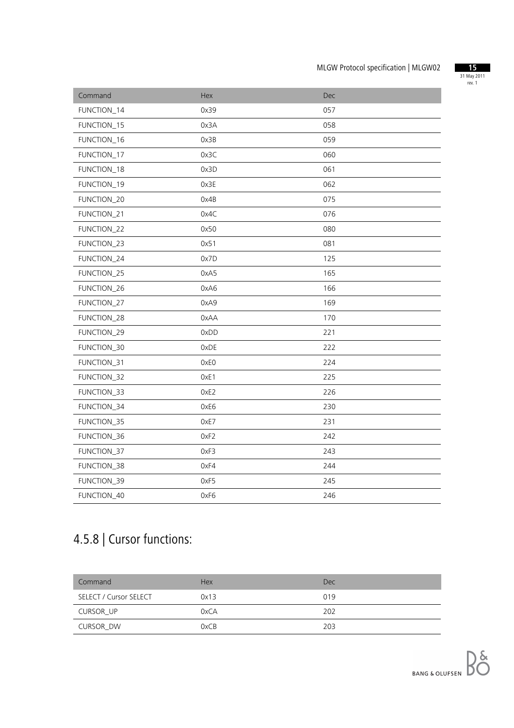| Command | Hex | Dec |
|---|---|---|
| FUNCTION_14 | 0x39 | 057 |
| FUNCTION_15 | 0x3A | 058 |
| FUNCTION_16 | 0x3B | 059 |
| FUNCTION_17 | 0x3C | 060 |
| FUNCTION_18 | 0x3D | 061 |
| FUNCTION_19 | 0x3E | 062 |
| FUNCTION_20 | 0x4B | 075 |
| FUNCTION_21 | 0x4C | 076 |
| FUNCTION_22 | 0x50 | 080 |
| FUNCTION_23 | 0x51 | 081 |
| FUNCTION_24 | 0x7D | 125 |
| FUNCTION_25 | 0xA5 | 165 |
| FUNCTION_26 | 0xA6 | 166 |
| FUNCTION_27 | 0xA9 | 169 |
| FUNCTION_28 | 0xAA | 170 |
| FUNCTION_29 | 0xDD | 221 |
| FUNCTION_30 | 0xDE | 222 |
| FUNCTION_31 | 0xE0 | 224 |
| FUNCTION_32 | 0xE1 | 225 |
| FUNCTION_33 | 0xE2 | 226 |
| FUNCTION_34 | 0xE6 | 230 |
| FUNCTION_35 | 0xE7 | 231 |
| FUNCTION_36 | 0xF2 | 242 |
| FUNCTION_37 | 0xF3 | 243 |
| FUNCTION_38 | 0xF4 | 244 |
| FUNCTION_39 | 0xF5 | 245 |
| FUNCTION_40 | 0xF6 | 246 |

## 4.5.8 | Cursor functions:

| Command | Hex | Dec |
|---|---|---|
| SELECT / Cursor SELECT | 0x13 | 019 |
| CURSOR_UP | 0xCA | 202 |
| CURSOR_DW | 0xCB | 203 |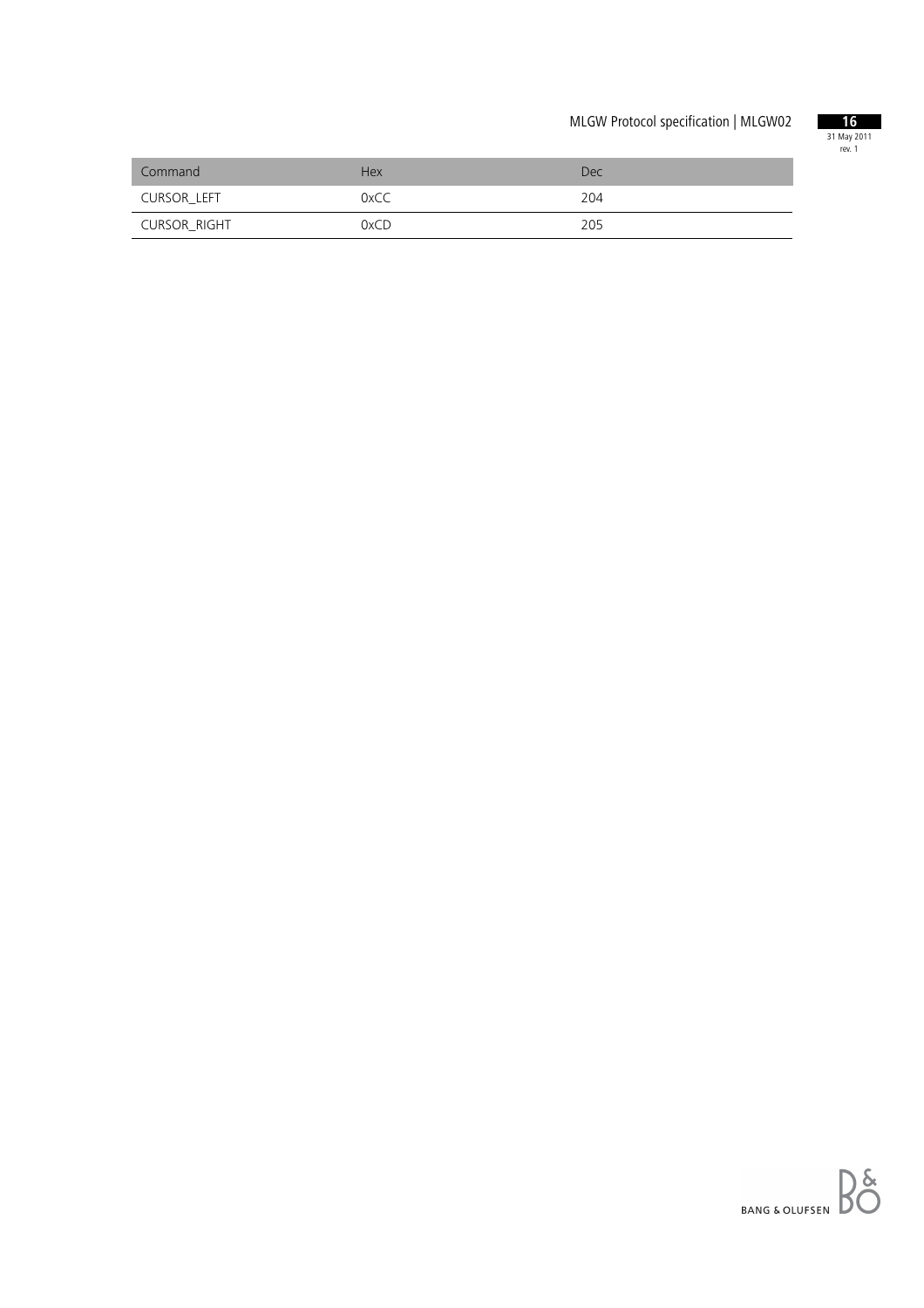| Command | Hex | Dec |
| --- | --- | --- |
| CURSOR_LEFT | 0xCC | 204 |
| CURSOR_RIGHT | 0xCD | 205 |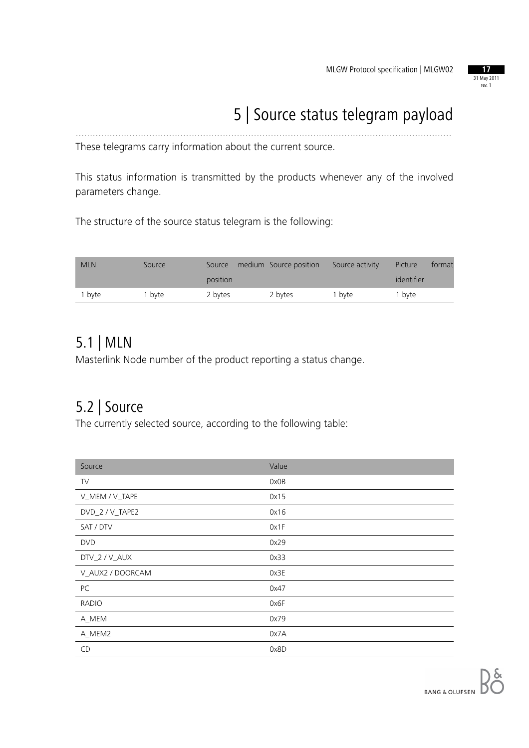# 5 | Source status telegram payload

These telegrams carry information about the current source.

This status information is transmitted by the products whenever any of the involved parameters change.

The structure of the source status telegram is the following:

| MLN | Source | Source medium position | Source position | Source activity | Picture format identifier |
|---|---|---|---|---|---|
| 1 byte | 1 byte | 2 bytes | 2 bytes | 1 byte | 1 byte |

## 5.1 | MLN

Masterlink Node number of the product reporting a status change.

## 5.2 | Source

The currently selected source, according to the following table:

| Source | Value |
|---|---|
| TV | 0x0B |
| V_MEM / V_TAPE | 0x15 |
| DVD_2 / V_TAPE2 | 0x16 |
| SAT / DTV | 0x1F |
| DVD | 0x29 |
| DTV_2 / V_AUX | 0x33 |
| V_AUX2 / DOORCAM | 0x3E |
| PC | 0x47 |
| RADIO | 0x6F |
| A_MEM | 0x79 |
| A_MEM2 | 0x7A |
| CD | 0x8D |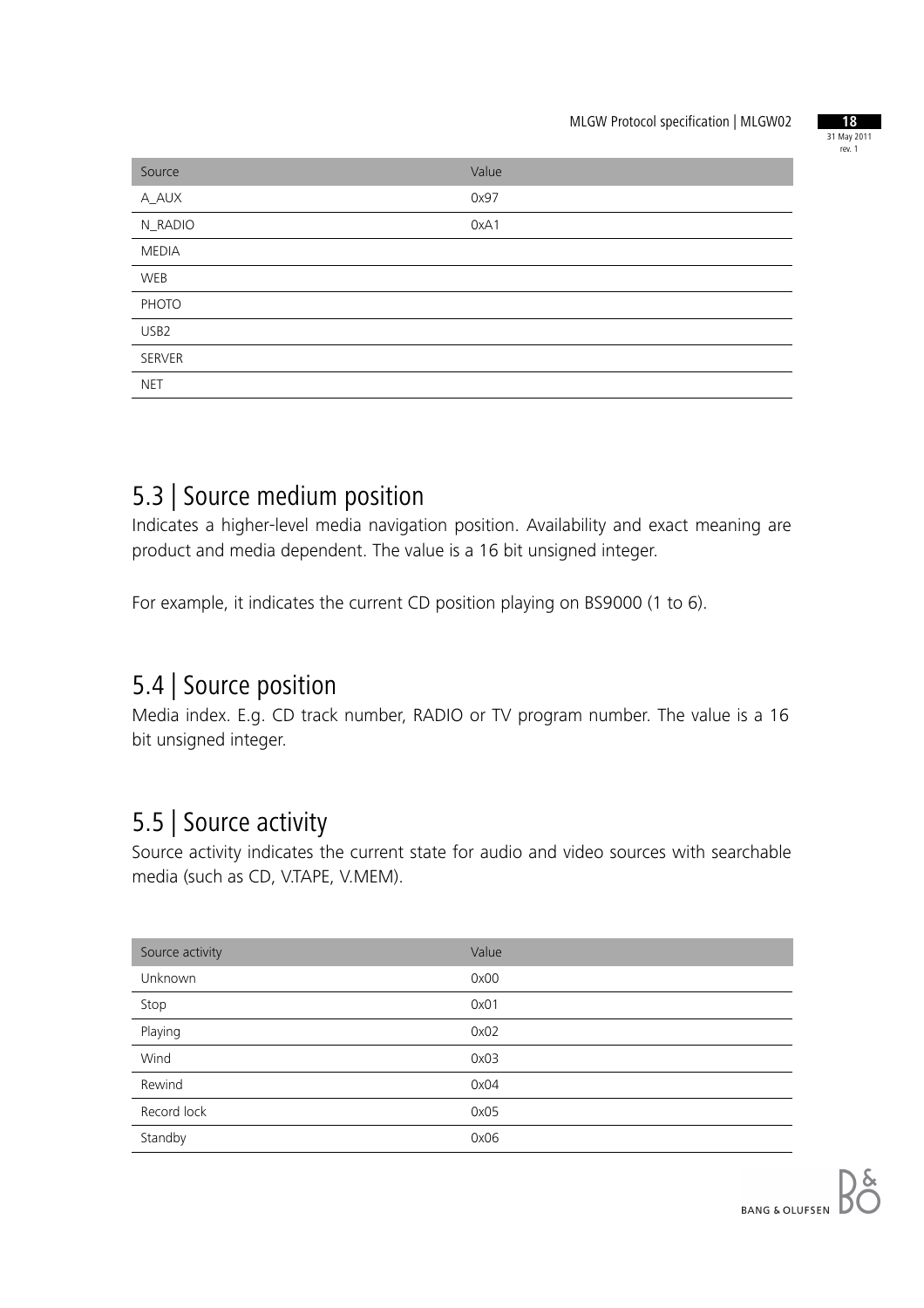| Source | Value |
| --- | --- |
| A_AUX | 0x97 |
| N_RADIO | 0xA1 |
| MEDIA | |
| WEB | |
| PHOTO | |
| USB2 | |
| SERVER | |
| NET | |

## 5.3 | Source medium position

Indicates a higher-level media navigation position. Availability and exact meaning are product and media dependent. The value is a 16 bit unsigned integer.

For example, it indicates the current CD position playing on BS9000 (1 to 6).

## 5.4 | Source position

Media index. E.g. CD track number, RADIO or TV program number. The value is a 16 bit unsigned integer.

## 5.5 | Source activity

Source activity indicates the current state for audio and video sources with searchable media (such as CD, V.TAPE, V.MEM).

| Source activity | Value |
| --- | --- |
| Unknown | 0x00 |
| Stop | 0x01 |
| Playing | 0x02 |
| Wind | 0x03 |
| Rewind | 0x04 |
| Record lock | 0x05 |
| Standby | 0x06 |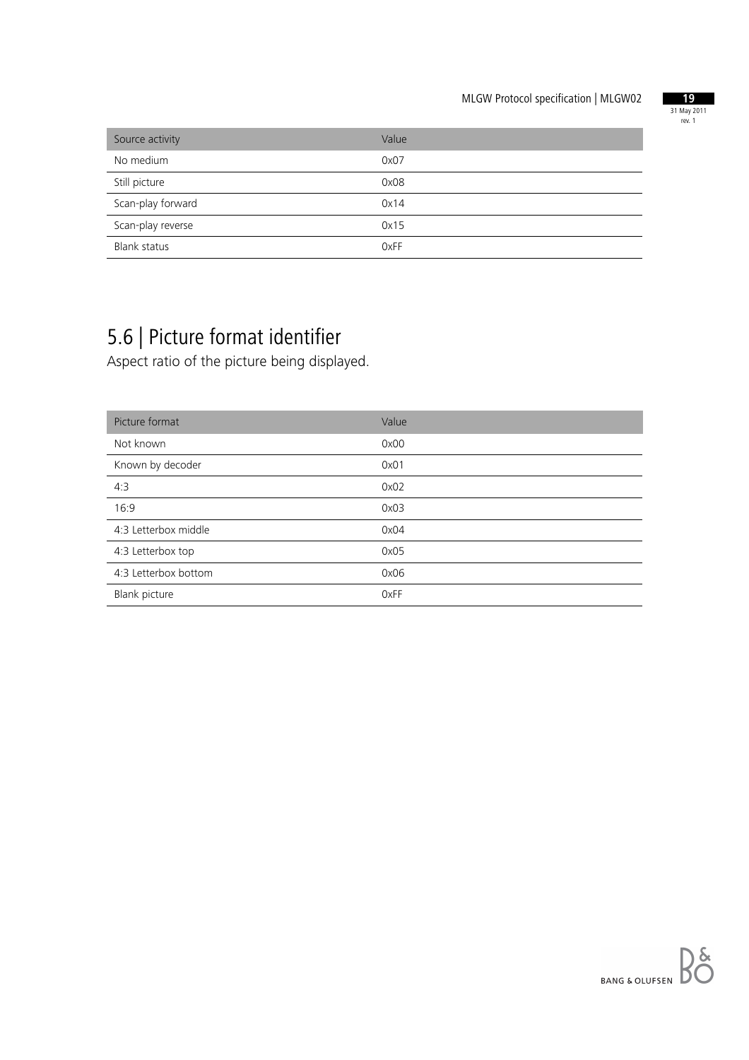| Source activity | Value |
| --- | --- |
| No medium | 0x07 |
| Still picture | 0x08 |
| Scan-play forward | 0x14 |
| Scan-play reverse | 0x15 |
| Blank status | 0xFF |

## 5.6 | Picture format identifier

Aspect ratio of the picture being displayed.

| Picture format | Value |
| --- | --- |
| Not known | 0x00 |
| Known by decoder | 0x01 |
| 4:3 | 0x02 |
| 16:9 | 0x03 |
| 4:3 Letterbox middle | 0x04 |
| 4:3 Letterbox top | 0x05 |
| 4:3 Letterbox bottom | 0x06 |
| Blank picture | 0xFF |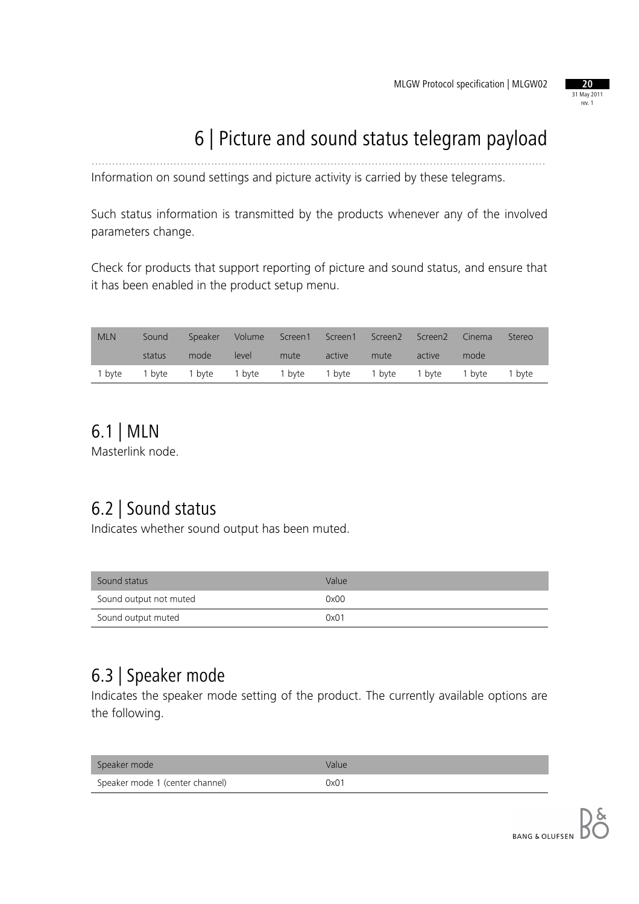# 6 | Picture and sound status telegram payload

Information on sound settings and picture activity is carried by these telegrams.

Such status information is transmitted by the products whenever any of the involved parameters change.

Check for products that support reporting of picture and sound status, and ensure that it has been enabled in the product setup menu.

| MLN | Sound status | Speaker mode | Volume level | Screen1 mute | Screen1 active | Screen2 mute | Screen2 active | Cinema mode | Stereo |
|---|---|---|---|---|---|---|---|---|---|
| 1 byte | 1 byte | 1 byte | 1 byte | 1 byte | 1 byte | 1 byte | 1 byte | 1 byte | 1 byte |

## 6.1 | MLN

Masterlink node.

## 6.2 | Sound status

Indicates whether sound output has been muted.

| Sound status | Value |
|---|---|
| Sound output not muted | 0x00 |
| Sound output muted | 0x01 |

## 6.3 | Speaker mode

Indicates the speaker mode setting of the product. The currently available options are the following.

| Speaker mode | Value |
|---|---|
| Speaker mode 1 (center channel) | 0x01 |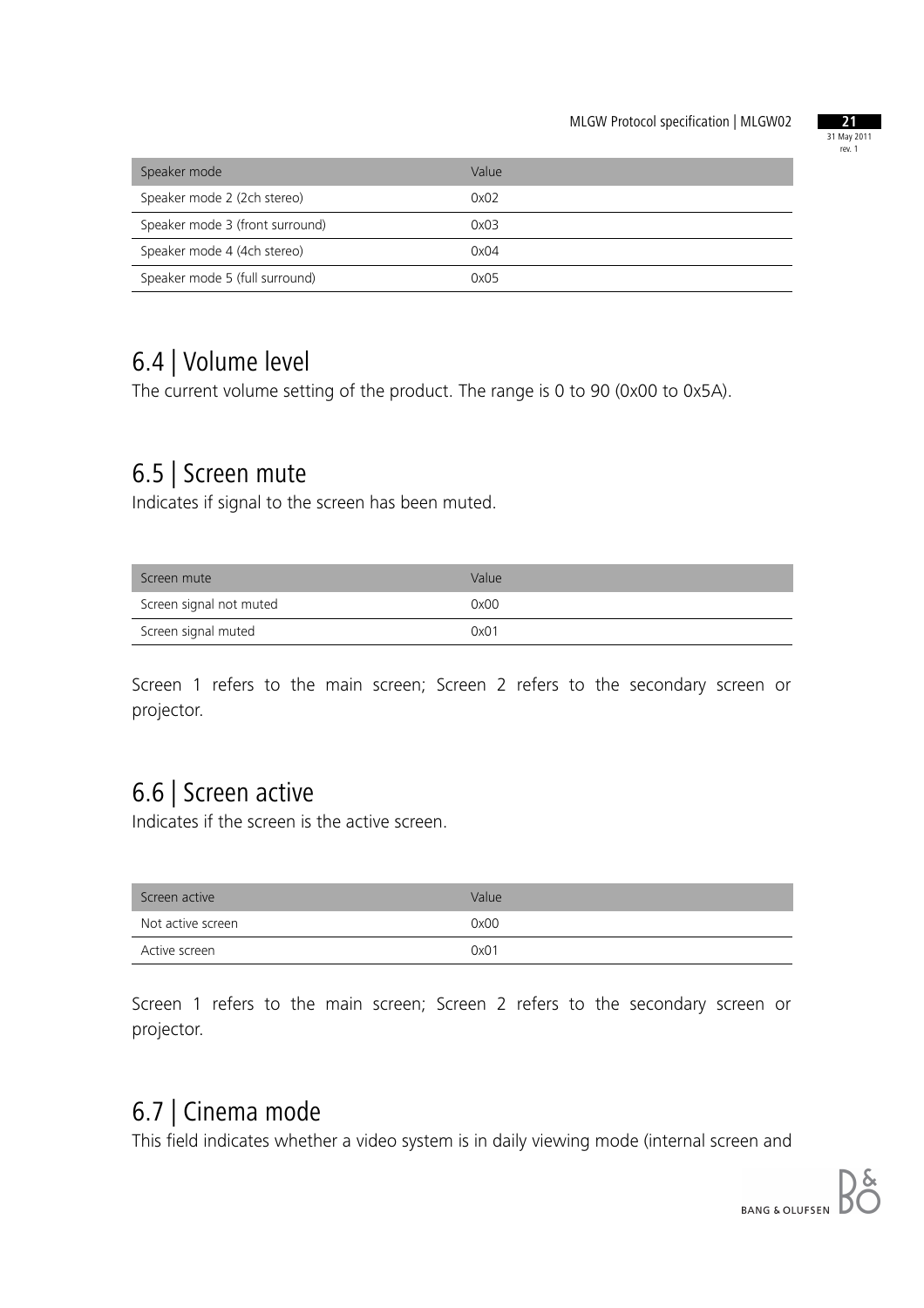| Speaker mode | Value |
|---|---|
| Speaker mode 2 (2ch stereo) | 0x02 |
| Speaker mode 3 (front surround) | 0x03 |
| Speaker mode 4 (4ch stereo) | 0x04 |
| Speaker mode 5 (full surround) | 0x05 |

## 6.4 | Volume level

The current volume setting of the product. The range is 0 to 90 (0x00 to 0x5A).

## 6.5 | Screen mute

Indicates if signal to the screen has been muted.

| Screen mute | Value |
|---|---|
| Screen signal not muted | 0x00 |
| Screen signal muted | 0x01 |

Screen 1 refers to the main screen; Screen 2 refers to the secondary screen or projector.

## 6.6 | Screen active

Indicates if the screen is the active screen.

| Screen active | Value |
|---|---|
| Not active screen | 0x00 |
| Active screen | 0x01 |

Screen 1 refers to the main screen; Screen 2 refers to the secondary screen or projector.

## 6.7 | Cinema mode

This field indicates whether a video system is in daily viewing mode (internal screen and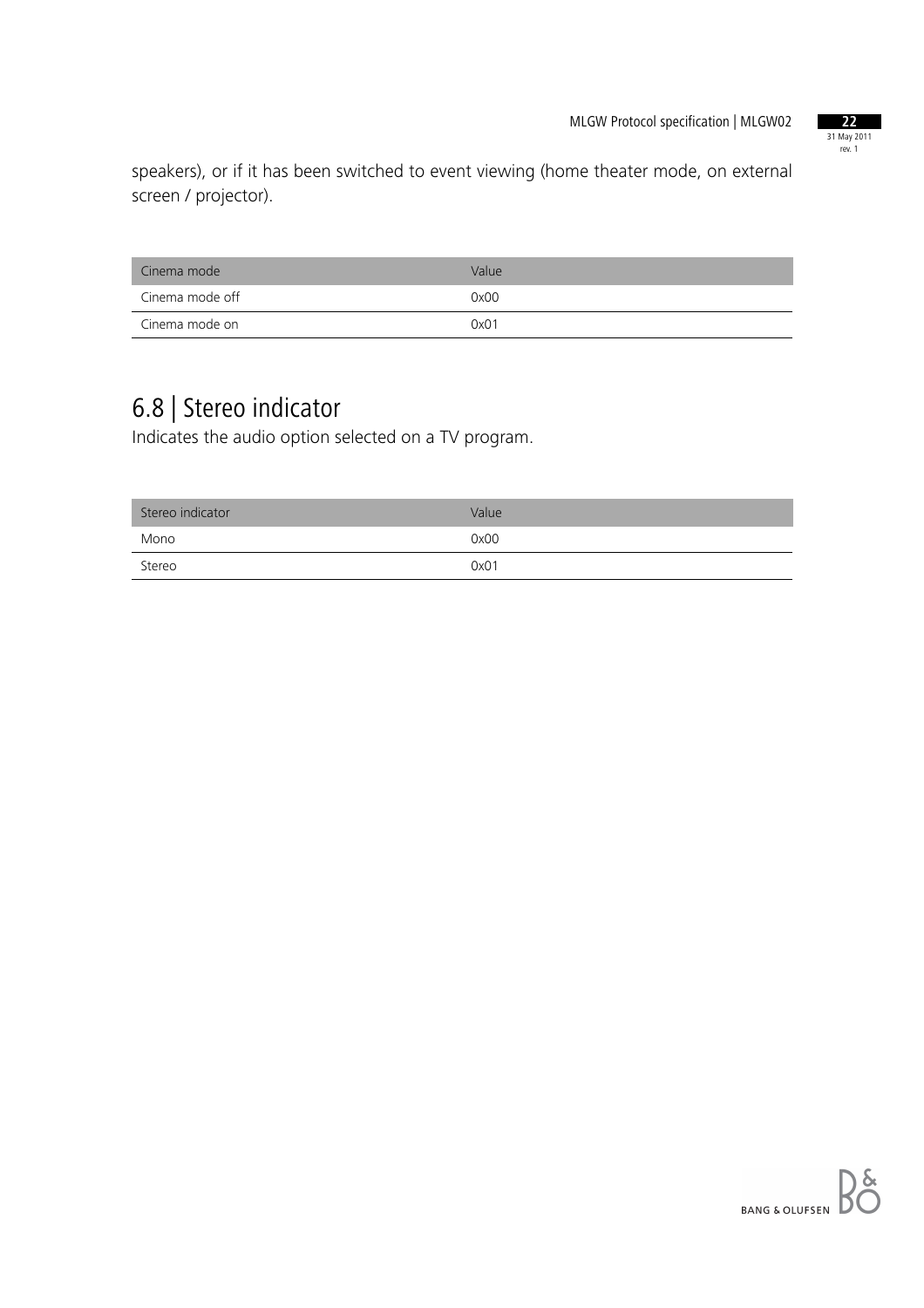speakers), or if it has been switched to event viewing (home theater mode, on external screen / projector).

| Cinema mode | Value |
| --- | --- |
| Cinema mode off | 0x00 |
| Cinema mode on | 0x01 |

## 6.8 | Stereo indicator

Indicates the audio option selected on a TV program.

| Stereo indicator | Value |
| --- | --- |
| Mono | 0x00 |
| Stereo | 0x01 |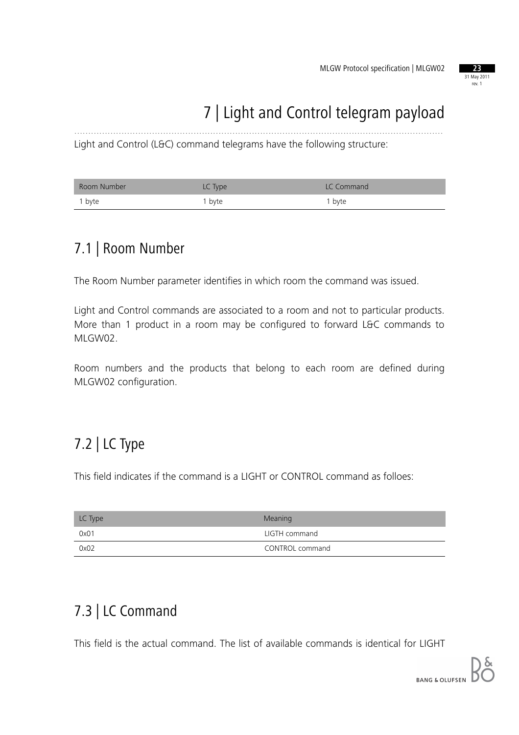# 7 | Light and Control telegram payload

Light and Control (L&C) command telegrams have the following structure:

| Room Number | LC Type | LC Command |
|---|---|---|
| 1 byte | 1 byte | 1 byte |

## 7.1 | Room Number

The Room Number parameter identifies in which room the command was issued.

Light and Control commands are associated to a room and not to particular products. More than 1 product in a room may be configured to forward L&C commands to MLGW02.

Room numbers and the products that belong to each room are defined during MLGW02 configuration.

## 7.2 | LC Type

This field indicates if the command is a LIGHT or CONTROL command as folloes:

| LC Type | Meaning |
|---|---|
| 0x01 | LIGTH command |
| 0x02 | CONTROL command |

## 7.3 | LC Command

This field is the actual command. The list of available commands is identical for LIGHT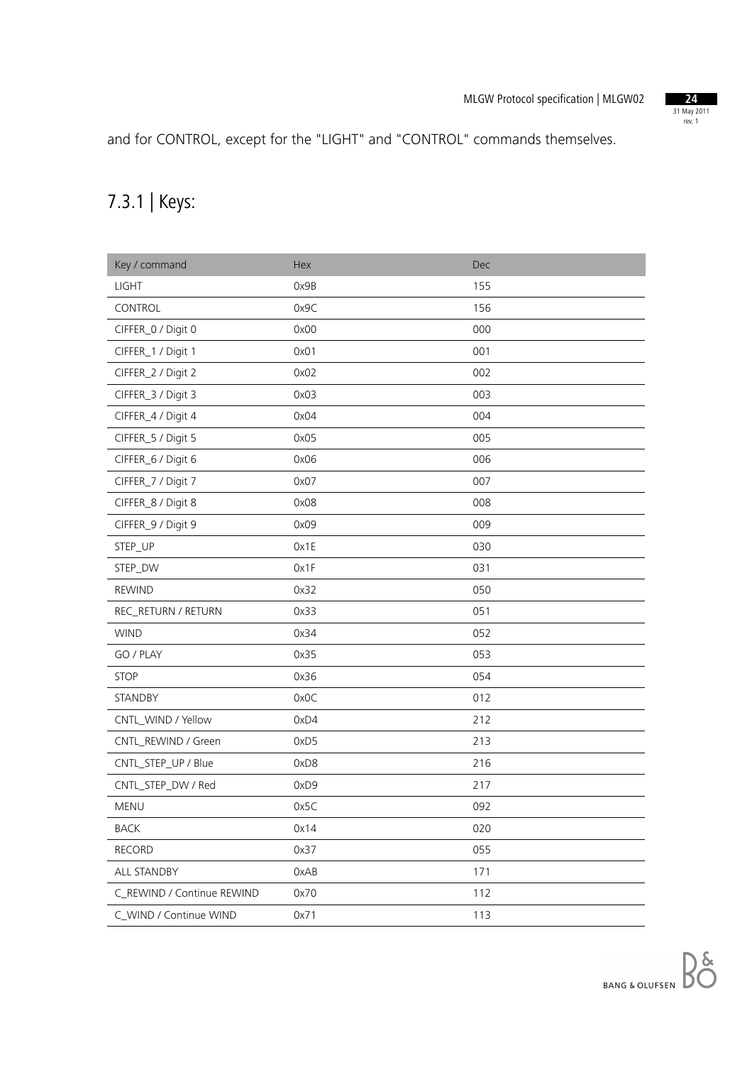and for CONTROL, except for the "LIGHT" and "CONTROL" commands themselves.

## 7.3.1 | Keys:

| Key / command | Hex | Dec |
|---|---|---|
| LIGHT | 0x9B | 155 |
| CONTROL | 0x9C | 156 |
| CIFFER_0 / Digit 0 | 0x00 | 000 |
| CIFFER_1 / Digit 1 | 0x01 | 001 |
| CIFFER_2 / Digit 2 | 0x02 | 002 |
| CIFFER_3 / Digit 3 | 0x03 | 003 |
| CIFFER_4 / Digit 4 | 0x04 | 004 |
| CIFFER_5 / Digit 5 | 0x05 | 005 |
| CIFFER_6 / Digit 6 | 0x06 | 006 |
| CIFFER_7 / Digit 7 | 0x07 | 007 |
| CIFFER_8 / Digit 8 | 0x08 | 008 |
| CIFFER_9 / Digit 9 | 0x09 | 009 |
| STEP_UP | 0x1E | 030 |
| STEP_DW | 0x1F | 031 |
| REWIND | 0x32 | 050 |
| REC_RETURN / RETURN | 0x33 | 051 |
| WIND | 0x34 | 052 |
| GO / PLAY | 0x35 | 053 |
| STOP | 0x36 | 054 |
| STANDBY | 0x0C | 012 |
| CNTL_WIND / Yellow | 0xD4 | 212 |
| CNTL_REWIND / Green | 0xD5 | 213 |
| CNTL_STEP_UP / Blue | 0xD8 | 216 |
| CNTL_STEP_DW / Red | 0xD9 | 217 |
| MENU | 0x5C | 092 |
| BACK | 0x14 | 020 |
| RECORD | 0x37 | 055 |
| ALL STANDBY | 0xAB | 171 |
| C_REWIND / Continue REWIND | 0x70 | 112 |
| C_WIND / Continue WIND | 0x71 | 113 |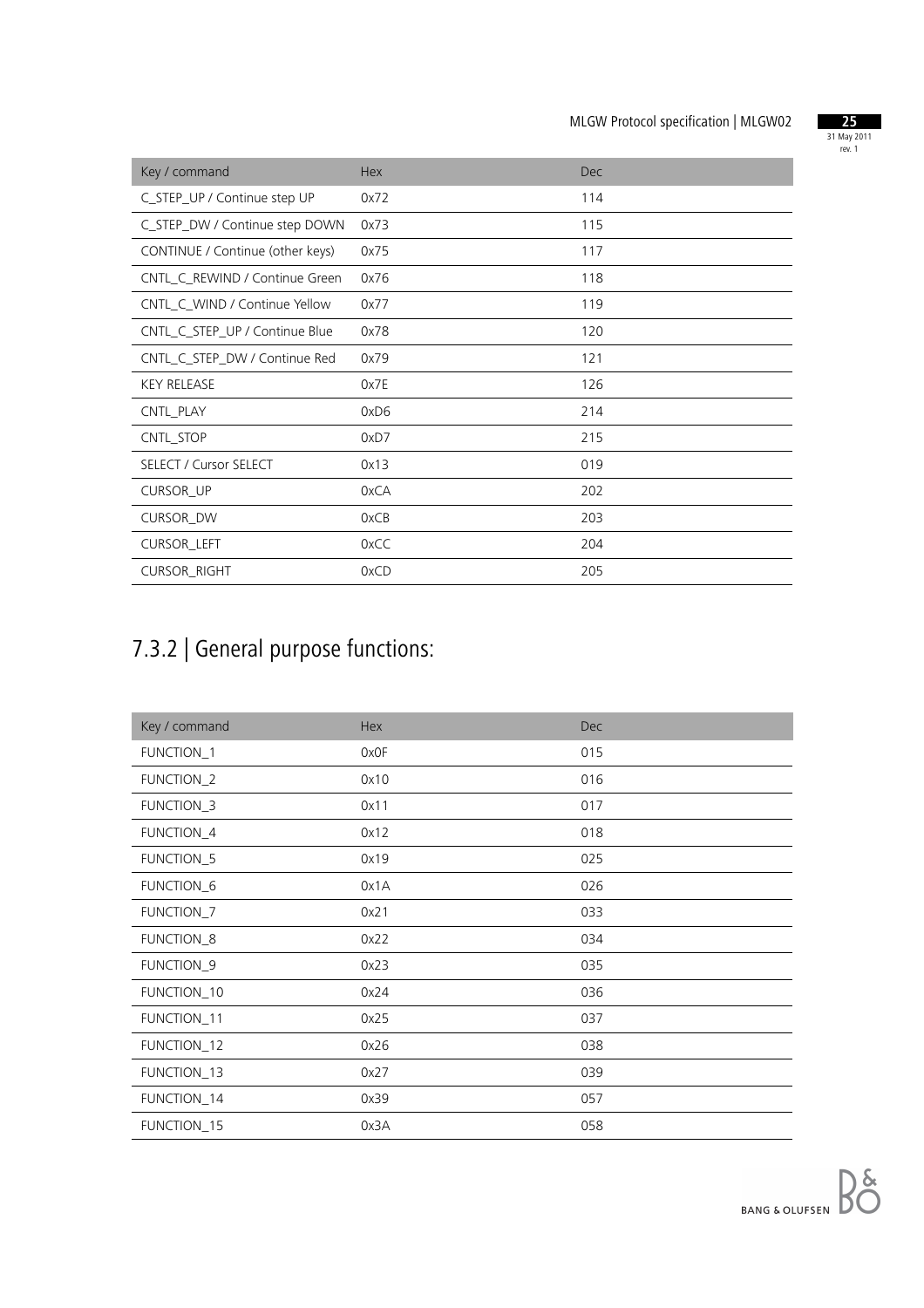| Key / command | Hex | Dec |
|---|---|---|
| C_STEP_UP / Continue step UP | 0x72 | 114 |
| C_STEP_DW / Continue step DOWN | 0x73 | 115 |
| CONTINUE / Continue (other keys) | 0x75 | 117 |
| CNTL_C_REWIND / Continue Green | 0x76 | 118 |
| CNTL_C_WIND / Continue Yellow | 0x77 | 119 |
| CNTL_C_STEP_UP / Continue Blue | 0x78 | 120 |
| CNTL_C_STEP_DW / Continue Red | 0x79 | 121 |
| KEY RELEASE | 0x7E | 126 |
| CNTL_PLAY | 0xD6 | 214 |
| CNTL_STOP | 0xD7 | 215 |
| SELECT / Cursor SELECT | 0x13 | 019 |
| CURSOR_UP | 0xCA | 202 |
| CURSOR_DW | 0xCB | 203 |
| CURSOR_LEFT | 0xCC | 204 |
| CURSOR_RIGHT | 0xCD | 205 |

## 7.3.2 | General purpose functions:

| Key / command | Hex | Dec |
|---|---|---|
| FUNCTION_1 | 0x0F | 015 |
| FUNCTION_2 | 0x10 | 016 |
| FUNCTION_3 | 0x11 | 017 |
| FUNCTION_4 | 0x12 | 018 |
| FUNCTION_5 | 0x19 | 025 |
| FUNCTION_6 | 0x1A | 026 |
| FUNCTION_7 | 0x21 | 033 |
| FUNCTION_8 | 0x22 | 034 |
| FUNCTION_9 | 0x23 | 035 |
| FUNCTION_10 | 0x24 | 036 |
| FUNCTION_11 | 0x25 | 037 |
| FUNCTION_12 | 0x26 | 038 |
| FUNCTION_13 | 0x27 | 039 |
| FUNCTION_14 | 0x39 | 057 |
| FUNCTION_15 | 0x3A | 058 |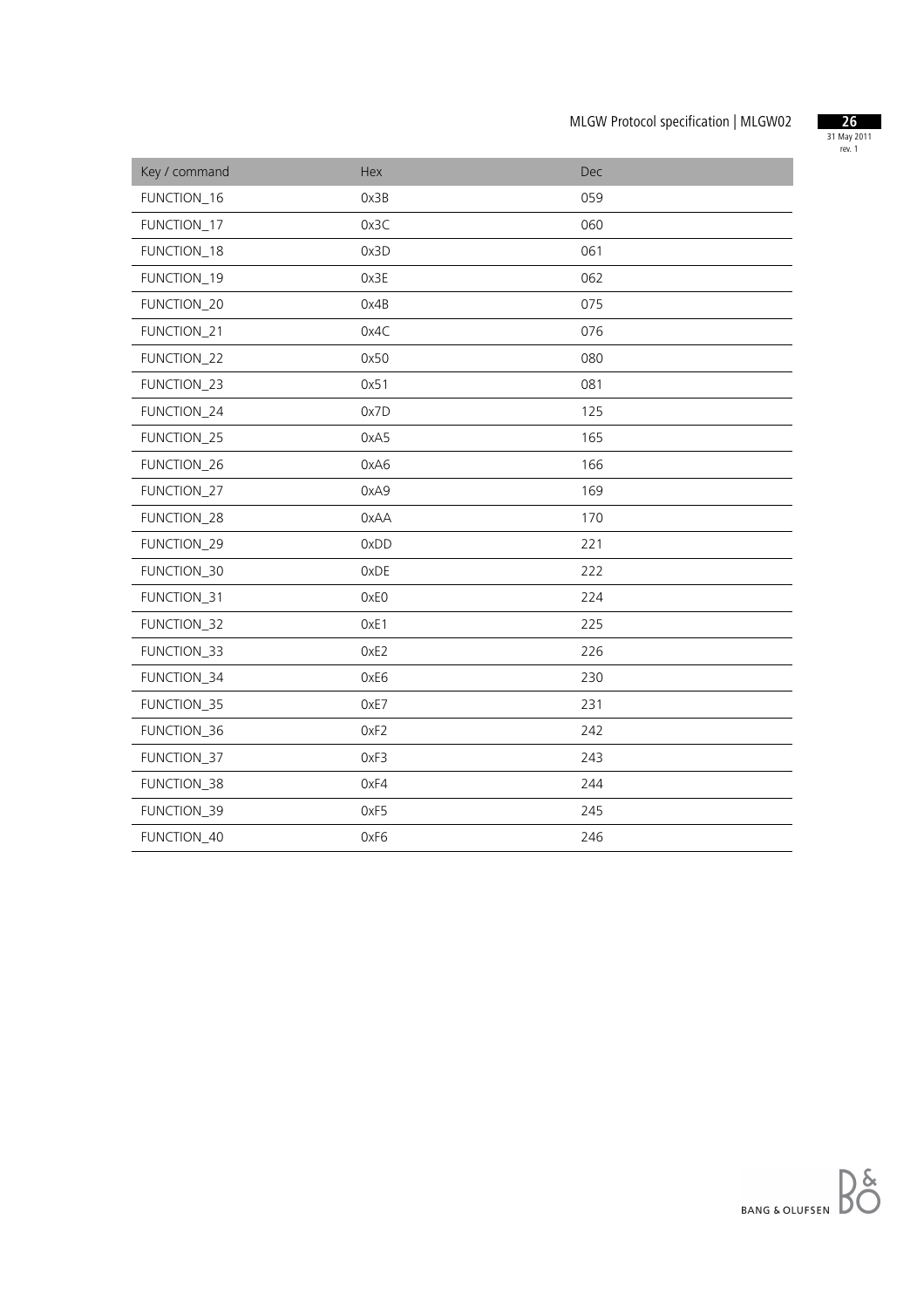| Key / command | Hex | Dec |
|---|---|---|
| FUNCTION_16 | 0x3B | 059 |
| FUNCTION_17 | 0x3C | 060 |
| FUNCTION_18 | 0x3D | 061 |
| FUNCTION_19 | 0x3E | 062 |
| FUNCTION_20 | 0x4B | 075 |
| FUNCTION_21 | 0x4C | 076 |
| FUNCTION_22 | 0x50 | 080 |
| FUNCTION_23 | 0x51 | 081 |
| FUNCTION_24 | 0x7D | 125 |
| FUNCTION_25 | 0xA5 | 165 |
| FUNCTION_26 | 0xA6 | 166 |
| FUNCTION_27 | 0xA9 | 169 |
| FUNCTION_28 | 0xAA | 170 |
| FUNCTION_29 | 0xDD | 221 |
| FUNCTION_30 | 0xDE | 222 |
| FUNCTION_31 | 0xE0 | 224 |
| FUNCTION_32 | 0xE1 | 225 |
| FUNCTION_33 | 0xE2 | 226 |
| FUNCTION_34 | 0xE6 | 230 |
| FUNCTION_35 | 0xE7 | 231 |
| FUNCTION_36 | 0xF2 | 242 |
| FUNCTION_37 | 0xF3 | 243 |
| FUNCTION_38 | 0xF4 | 244 |
| FUNCTION_39 | 0xF5 | 245 |
| FUNCTION_40 | 0xF6 | 246 |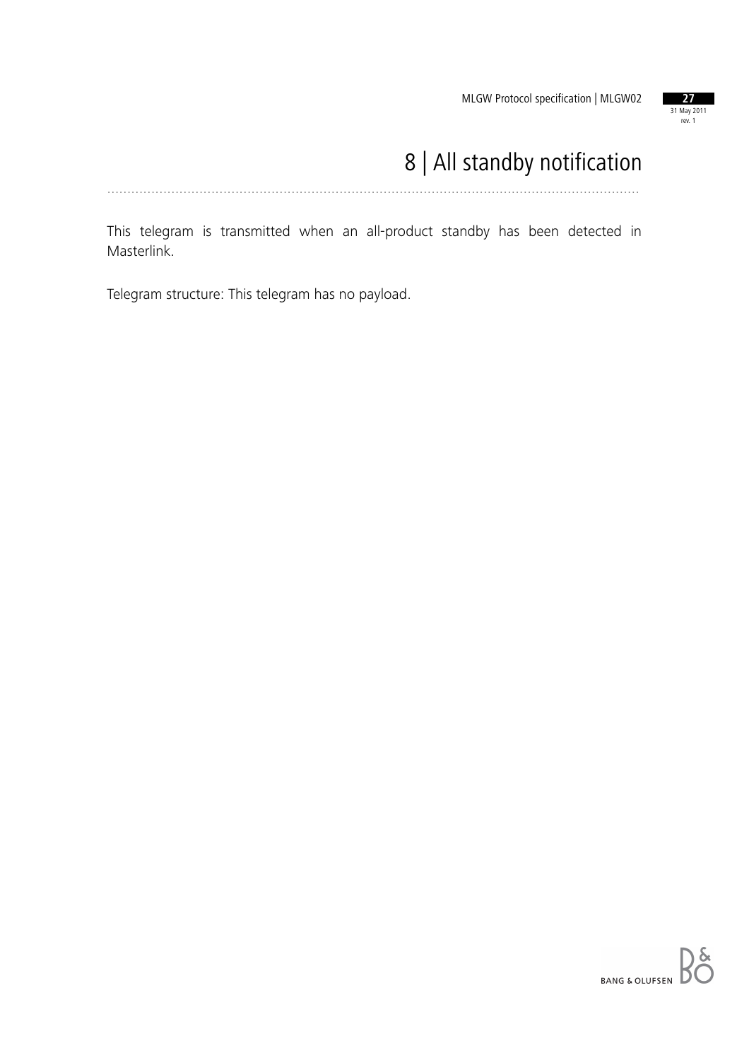# 8 | All standby notification

This telegram is transmitted when an all-product standby has been detected in Masterlink.

Telegram structure: This telegram has no payload.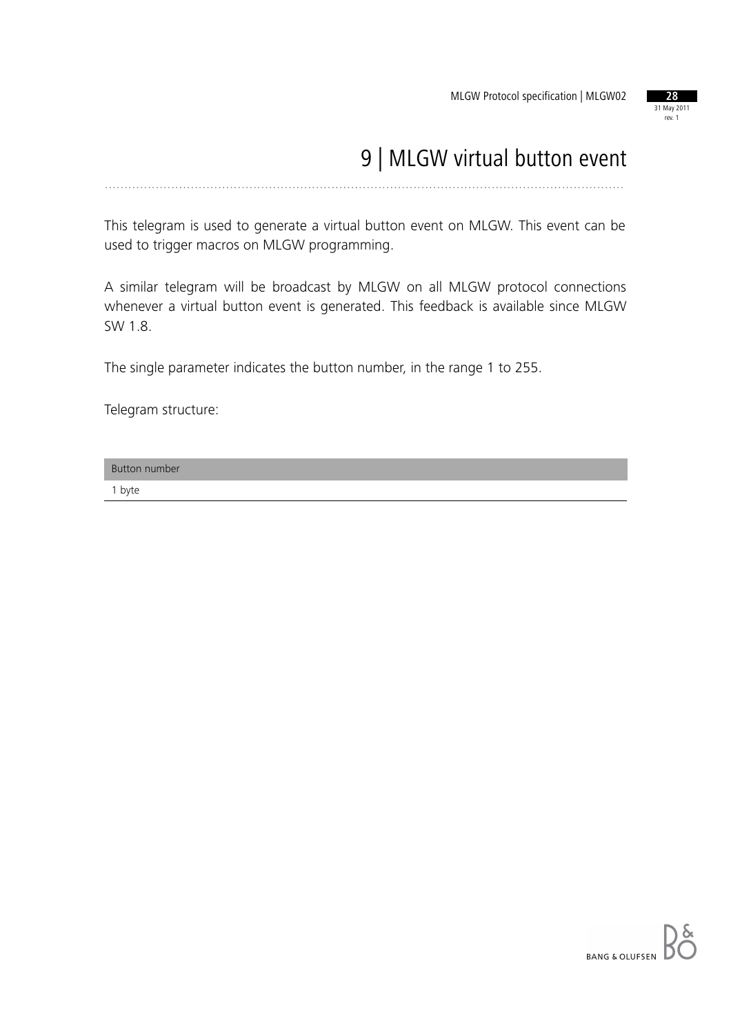# 9 | MLGW virtual button event

This telegram is used to generate a virtual button event on MLGW. This event can be used to trigger macros on MLGW programming.

A similar telegram will be broadcast by MLGW on all MLGW protocol connections whenever a virtual button event is generated. This feedback is available since MLGW SW 1.8.

The single parameter indicates the button number, in the range 1 to 255.

Telegram structure:

| Button number |
| --- |
| 1 byte |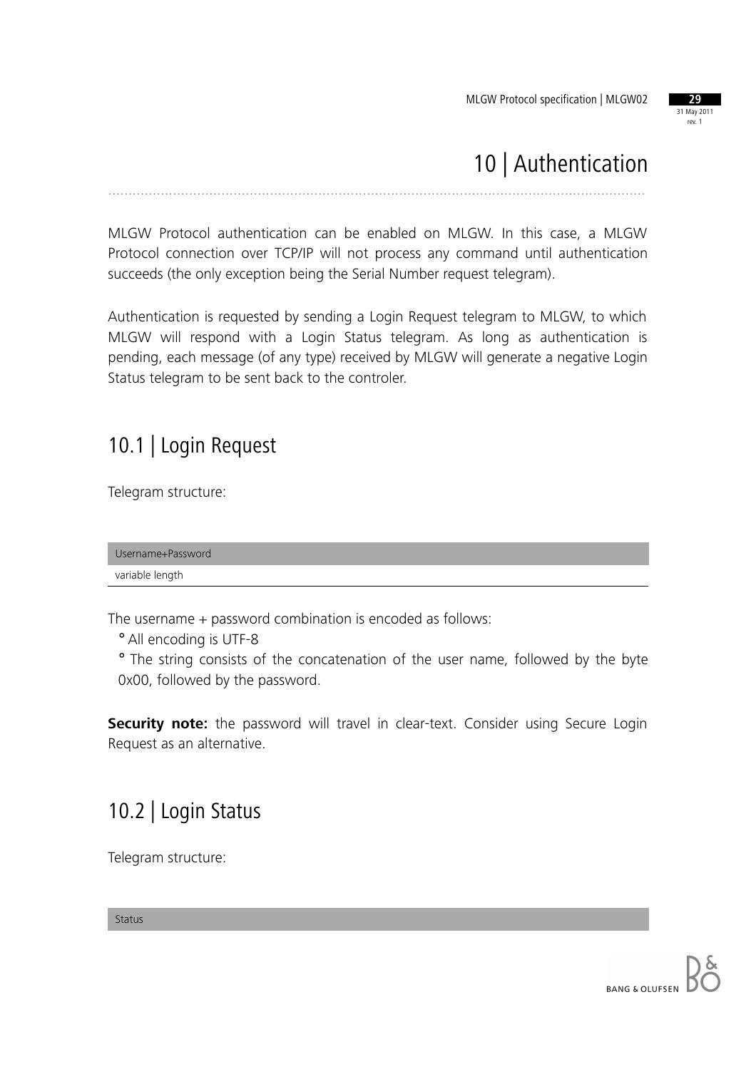# 10 | Authentication

MLGW Protocol authentication can be enabled on MLGW. In this case, a MLGW Protocol connection over TCP/IP will not process any command until authentication succeeds (the only exception being the Serial Number request telegram).

Authentication is requested by sending a Login Request telegram to MLGW, to which MLGW will respond with a Login Status telegram. As long as authentication is pending, each message (of any type) received by MLGW will generate a negative Login Status telegram to be sent back to the controler.

## 10.1 | Login Request

Telegram structure:

| Username+Password |
| --- |
| variable length |

The username + password combination is encoded as follows:

- All encoding is UTF-8
- The string consists of the concatenation of the user name, followed by the byte 0x00, followed by the password.

**Security note:** the password will travel in clear-text. Consider using Secure Login Request as an alternative.

## 10.2 | Login Status

Telegram structure:

| Status |
| --- |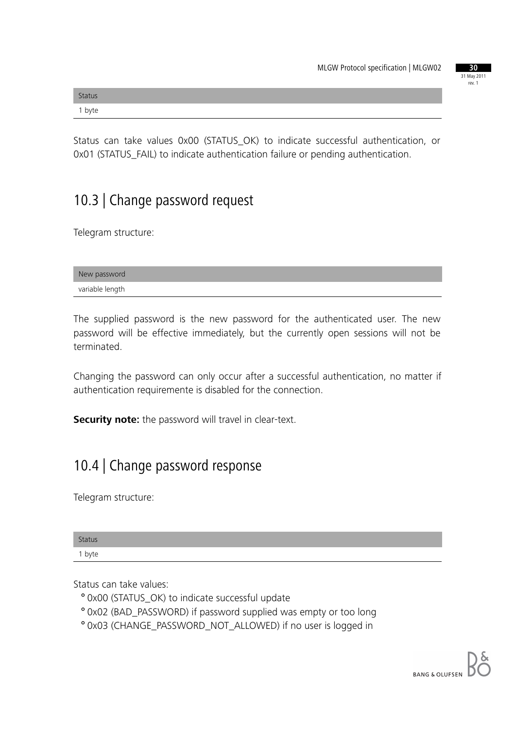| Status |
| --- |
| 1 byte |

Status can take values 0x00 (STATUS_OK) to indicate successful authentication, or 0x01 (STATUS_FAIL) to indicate authentication failure or pending authentication.

## 10.3 | Change password request

Telegram structure:

| New password |
| --- |
| variable length |

The supplied password is the new password for the authenticated user. The new password will be effective immediately, but the currently open sessions will not be terminated.

Changing the password can only occur after a successful authentication, no matter if authentication requiremente is disabled for the connection.

**Security note:** the password will travel in clear-text.

## 10.4 | Change password response

Telegram structure:

| Status |
| --- |
| 1 byte |

Status can take values:

- 0x00 (STATUS_OK) to indicate successful update
- 0x02 (BAD_PASSWORD) if password supplied was empty or too long
- 0x03 (CHANGE_PASSWORD_NOT_ALLOWED) if no user is logged in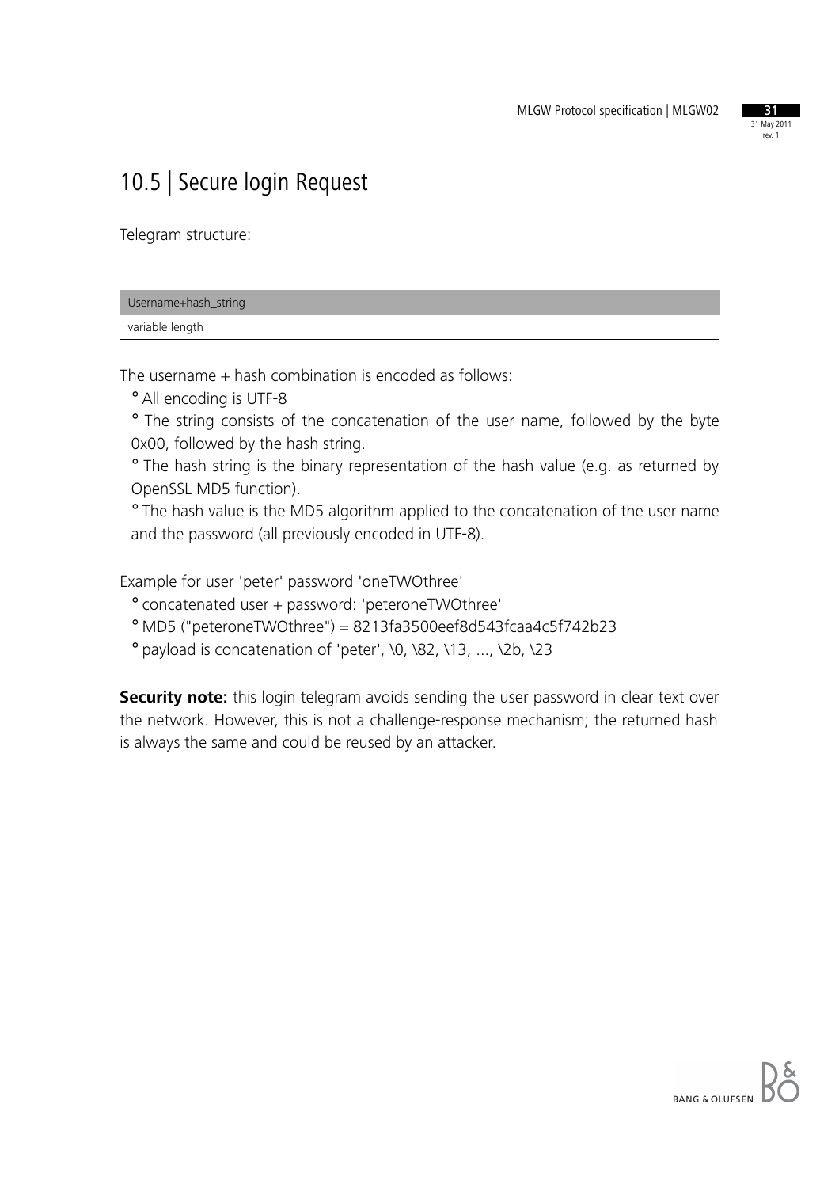## 10.5 | Secure login Request

Telegram structure:

| Username+hash_string |
| --- |
| variable length |

The username + hash combination is encoded as follows:

- All encoding is UTF-8
- The string consists of the concatenation of the user name, followed by the byte 0x00, followed by the hash string.
- The hash string is the binary representation of the hash value (e.g. as returned by OpenSSL MD5 function).
- The hash value is the MD5 algorithm applied to the concatenation of the user name and the password (all previously encoded in UTF-8).

Example for user 'peter' password 'oneTWOthree'

- concatenated user + password: 'peteroneTWOthree'
- MD5 ("peteroneTWOthree") = 8213fa3500eef8d543fcaa4c5f742b23
- payload is concatenation of 'peter', \0, \82, \13, ..., \2b, \23

**Security note:** this login telegram avoids sending the user password in clear text over the network. However, this is not a challenge-response mechanism; the returned hash is always the same and could be reused by an attacker.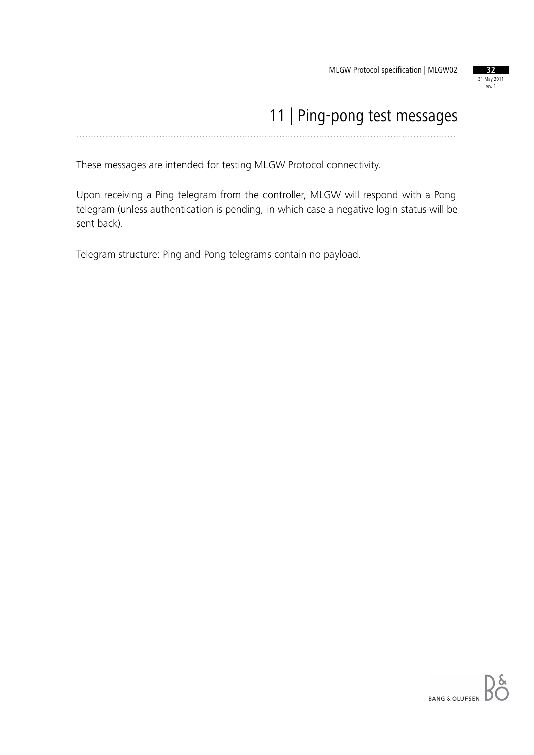# 11 | Ping-pong test messages

These messages are intended for testing MLGW Protocol connectivity.

Upon receiving a Ping telegram from the controller, MLGW will respond with a Pong telegram (unless authentication is pending, in which case a negative login status will be sent back).

Telegram structure: Ping and Pong telegrams contain no payload.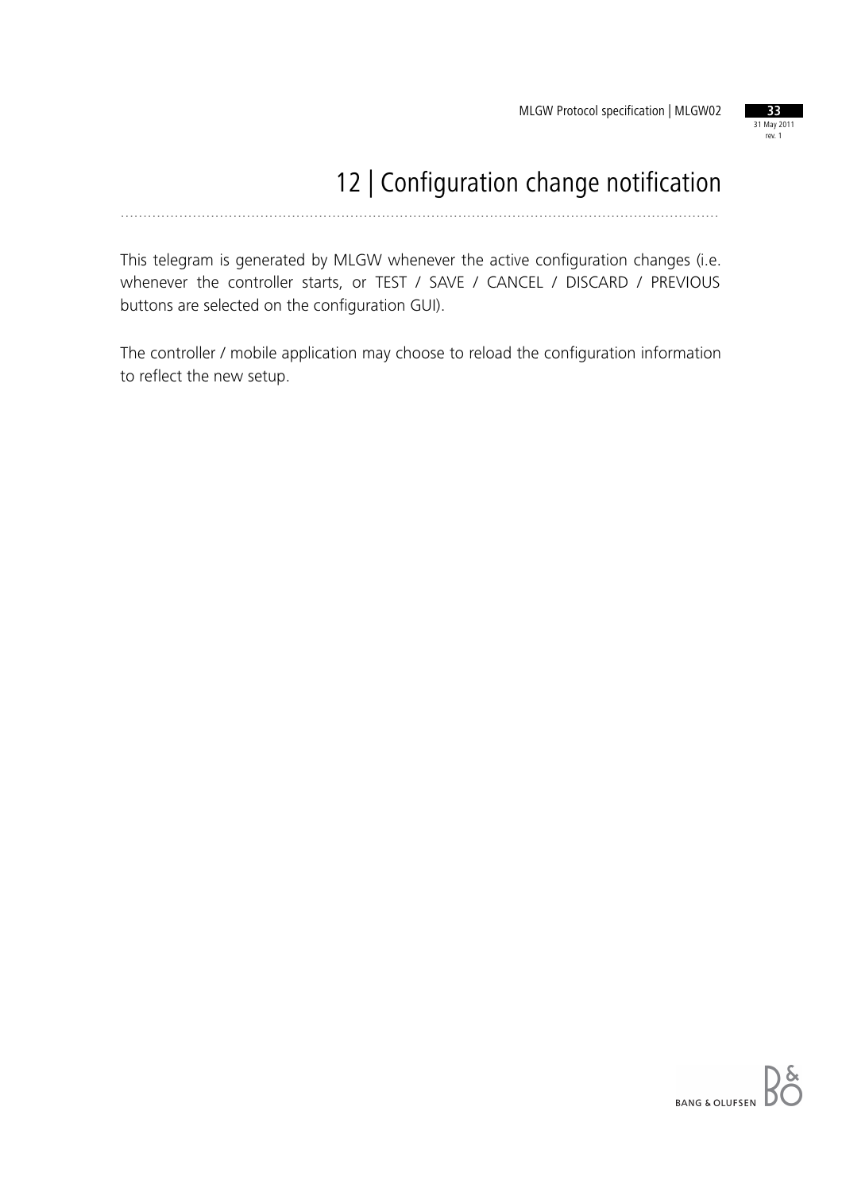# 12 | Configuration change notification

This telegram is generated by MLGW whenever the active configuration changes (i.e. whenever the controller starts, or TEST / SAVE / CANCEL / DISCARD / PREVIOUS buttons are selected on the configuration GUI).

The controller / mobile application may choose to reload the configuration information to reflect the new setup.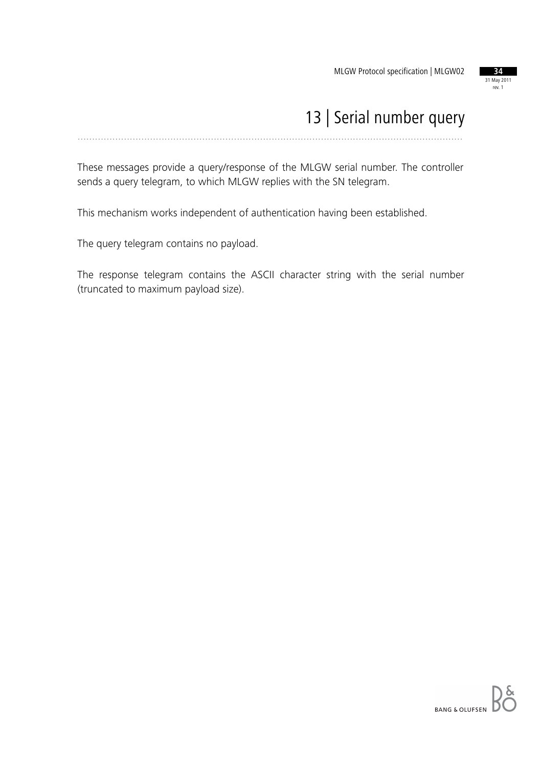# 13 | Serial number query

These messages provide a query/response of the MLGW serial number. The controller sends a query telegram, to which MLGW replies with the SN telegram.

This mechanism works independent of authentication having been established.

The query telegram contains no payload.

The response telegram contains the ASCII character string with the serial number (truncated to maximum payload size).